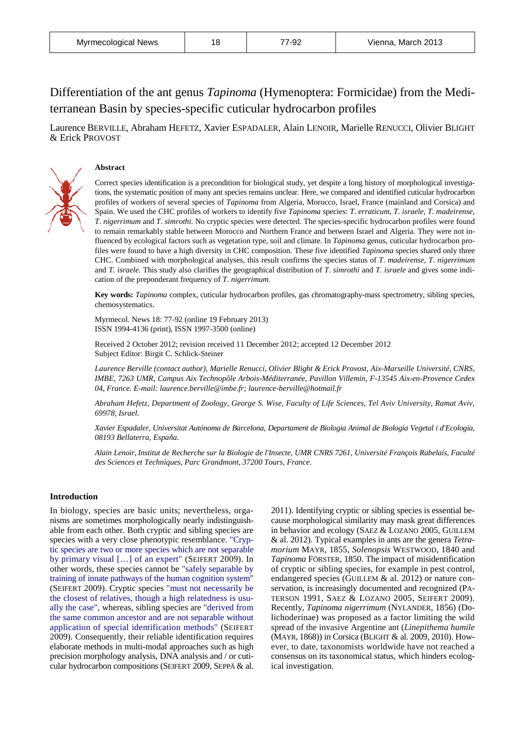# Differentiation of the ant genus *Tapinoma* (Hymenoptera: Formicidae) from the Mediterranean Basin by species-specific cuticular hydrocarbon profiles

Laurence BERVILLE, Abraham HEFETZ, Xavier ESPADALER, Alain LENOIR, Marielle RENUCCI, Olivier BLIGHT & Erick PROVOST

## Abstract

Correct species identification is a precondition for biological study, yet despite a long history of morphological investigations, the systematic position of many ant species remains unclear. Here, we compared and identified cuticular hydrocarbon profiles of workers of several species of *Tapinoma* from Algeria, Morocco, Israel, France (mainland and Corsica) and Spain. We used the CHC profiles of workers to identify five *Tapinoma* species: *T. erraticum*, *T. israele*, *T. madeirense*, *T. nigerrimum* and *T. simrothi*. No cryptic species were detected. The species-specific hydrocarbon profiles were found to remain remarkably stable between Morocco and Northern France and between Israel and Algeria. They were not influenced by ecological factors such as vegetation type, soil and climate. In *Tapinoma* genus, cuticular hydrocarbon profiles were found to have a high diversity in CHC composition. These five identified *Tapinoma* species shared only three CHC. Combined with morphological analyses, this result confirms the species status of *T. madeirense*, *T. nigerrimum* and *T. israele*. This study also clarifies the geographical distribution of *T. simrothi* and *T. israele* and gives some indication of the preponderant frequency of *T. nigerrimum*.

**Key words:** *Tapinoma* complex, cuticular hydrocarbon profiles, gas chromatography-mass spectrometry, sibling species, chemosystematics.

Myrmecol. News 18: 77-92 (online 19 February 2013)
ISSN 1994-4136 (print), ISSN 1997-3500 (online)

Received 2 October 2012; revision received 11 December 2012; accepted 12 December 2012
Subject Editor: Birgit C. Schlick-Steiner

*Laurence Berville (contact author), Marielle Renucci, Olivier Blight & Erick Provost, Aix-Marseille Université, CNRS, IMBE, 7263 UMR, Campus Aix Technopôle Arbois-Méditerranée, Pavillon Villemin, F-13545 Aix-en-Provence Cedex 04, France. E-mail: laurence.berville@imbe.fr; laurence-berville@hotmail.fr*

*Abraham Hefetz, Department of Zoology, George S. Wise, Faculty of Life Sciences, Tel Aviv University, Ramat Aviv, 69978, Israel.*

*Xavier Espadaler, Universitat Autónoma de Barcelona, Departament de Biologia Animal de Biologia Vegetal i d'Ecologia, 08193 Bellaterra, España.*

*Alain Lenoir, Institut de Recherche sur la Biologie de l'Insecte, UMR CNRS 7261, Université François Rabelais, Faculté des Sciences et Techniques, Parc Grandmont, 37200 Tours, France.*

## Introduction

In biology, species are basic units; nevertheless, organisms are sometimes morphologically nearly indistinguishable from each other. Both cryptic and sibling species are species with a very close phenotypic resemblance. "Cryptic species are two or more species which are not separable by primary visual […] of an expert" (SEIFERT 2009). In other words, these species cannot be "safely separable by training of innate pathways of the human cognition system" (SEIFERT 2009). Cryptic species "must not necessarily be the closest of relatives, though a high relatedness is usually the case", whereas, sibling species are "derived from the same common ancestor and are not separable without application of special identification methods" (SEIFERT 2009). Consequently, their reliable identification requires elaborate methods in multi-modal approaches such as high precision morphology analysis, DNA analysis and / or cuticular hydrocarbon compositions (SEIFERT 2009, SEPPÄ & al. 2011). Identifying cryptic or sibling species is essential because morphological similarity may mask great differences in behavior and ecology (SAEZ & LOZANO 2005, GUILLEM & al. 2012). Typical examples in ants are the genera *Tetramorium* MAYR, 1855, *Solenopsis* WESTWOOD, 1840 and *Tapinoma* FÖRSTER, 1850. The impact of misidentification of cryptic or sibling species, for example in pest control, endangered species (GUILLEM & al. 2012) or nature conservation, is increasingly documented and recognized (PATERSON 1991, SAEZ & LOZANO 2005, SEIFERT 2009). Recently, *Tapinoma nigerrimum* (NYLANDER, 1856) (Dolichoderinae) was proposed as a factor limiting the wild spread of the invasive Argentine ant (*Linepithema humile* (MAYR, 1868)) in Corsica (BLIGHT & al. 2009, 2010). However, to date, taxonomists worldwide have not reached a consensus on its taxonomical status, which hinders ecological investigation.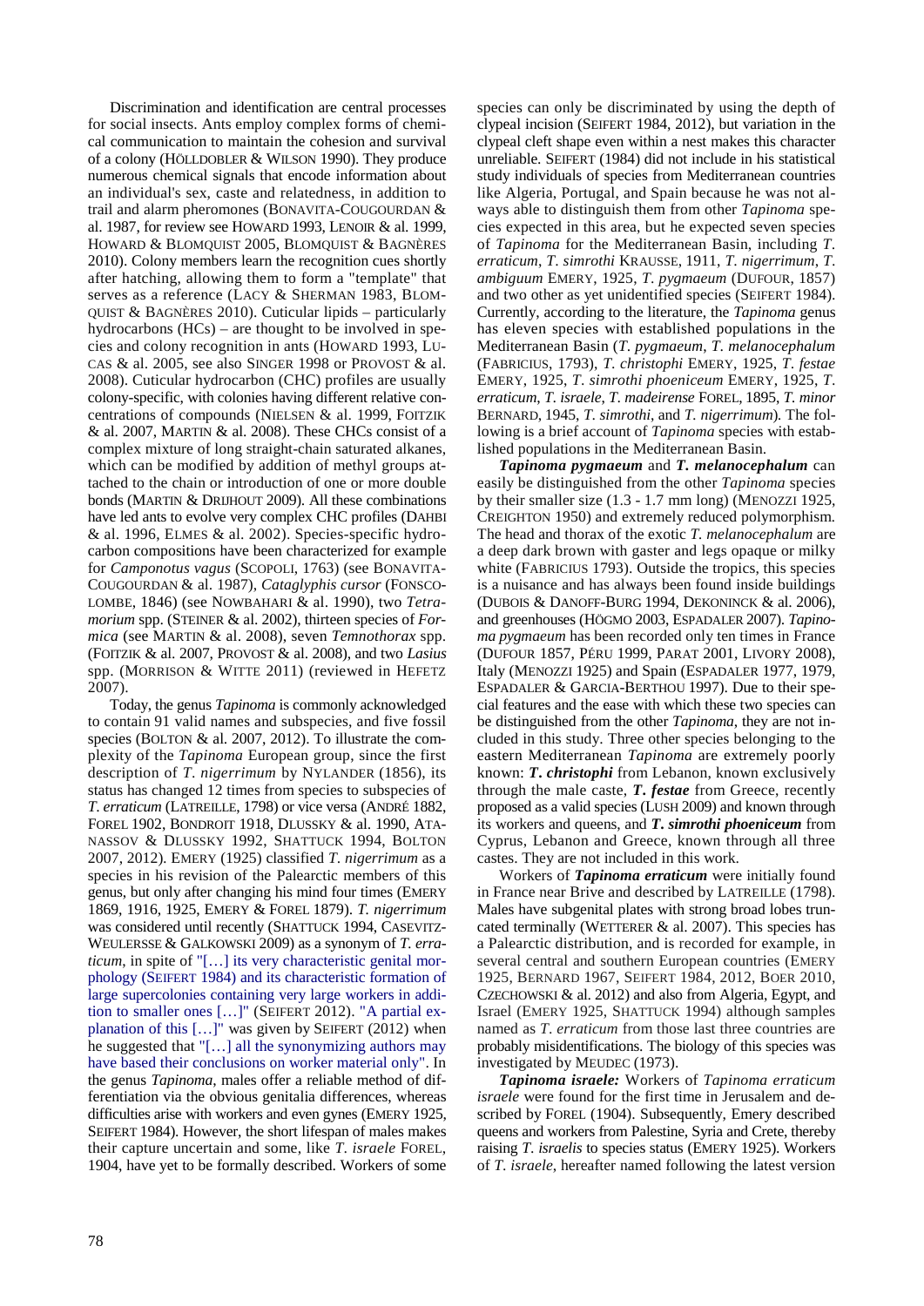Discrimination and identification are central processes for social insects. Ants employ complex forms of chemical communication to maintain the cohesion and survival of a colony (HÖLLDOBLER & WILSON 1990). They produce numerous chemical signals that encode information about an individual's sex, caste and relatedness, in addition to trail and alarm pheromones (BONAVITA-COUGOURDAN & al. 1987, for review see HOWARD 1993, LENOIR & al. 1999, HOWARD & BLOMQUIST 2005, BLOMQUIST & BAGNÈRES 2010). Colony members learn the recognition cues shortly after hatching, allowing them to form a "template" that serves as a reference (LACY & SHERMAN 1983, BLOMQUIST & BAGNÈRES 2010). Cuticular lipids – particularly hydrocarbons (HCs) – are thought to be involved in species and colony recognition in ants (HOWARD 1993, LUCAS & al. 2005, see also SINGER 1998 or PROVOST & al. 2008). Cuticular hydrocarbon (CHC) profiles are usually colony-specific, with colonies having different relative concentrations of compounds (NIELSEN & al. 1999, FOITZIK & al. 2007, MARTIN & al. 2008). These CHCs consist of a complex mixture of long straight-chain saturated alkanes, which can be modified by addition of methyl groups attached to the chain or introduction of one or more double bonds (MARTIN & DRIJHOUT 2009). All these combinations have led ants to evolve very complex CHC profiles (DAHBI & al. 1996, ELMES & al. 2002). Species-specific hydrocarbon compositions have been characterized for example for *Camponotus vagus* (SCOPOLI, 1763) (see BONAVITA-COUGOURDAN & al. 1987), *Cataglyphis cursor* (FONSCOLOMBE, 1846) (see NOWBAHARI & al. 1990), two *Tetramorium* spp. (STEINER & al. 2002), thirteen species of *Formica* (see MARTIN & al. 2008), seven *Temnothorax* spp. (FOITZIK & al. 2007, PROVOST & al. 2008), and two *Lasius* spp. (MORRISON & WITTE 2011) (reviewed in HEFETZ 2007).

Today, the genus *Tapinoma* is commonly acknowledged to contain 91 valid names and subspecies, and five fossil species (BOLTON & al. 2007, 2012). To illustrate the complexity of the *Tapinoma* European group, since the first description of *T. nigerrimum* by NYLANDER (1856), its status has changed 12 times from species to subspecies of *T. erraticum* (LATREILLE, 1798) or vice versa (ANDRÉ 1882, FOREL 1902, BONDROIT 1918, DLUSSKY & al. 1990, ATANASSOV & DLUSSKY 1992, SHATTUCK 1994, BOLTON 2007, 2012). EMERY (1925) classified *T. nigerrimum* as a species in his revision of the Palearctic members of this genus, but only after changing his mind four times (EMERY 1869, 1916, 1925, EMERY & FOREL 1879). *T. nigerrimum* was considered until recently (SHATTUCK 1994, CASEVITZ-WEULERSSE & GALKOWSKI 2009) as a synonym of *T. erraticum*, in spite of "[…] its very characteristic genital morphology (SEIFERT 1984) and its characteristic formation of large supercolonies containing very large workers in addition to smaller ones […]" (SEIFERT 2012). "A partial explanation of this […]" was given by SEIFERT (2012) when he suggested that "[…] all the synonymizing authors may have based their conclusions on worker material only". In the genus *Tapinoma*, males offer a reliable method of differentiation via the obvious genitalia differences, whereas difficulties arise with workers and even gynes (EMERY 1925, SEIFERT 1984). However, the short lifespan of males makes their capture uncertain and some, like *T. israele* FOREL, 1904, have yet to be formally described. Workers of some species can only be discriminated by using the depth of clypeal incision (SEIFERT 1984, 2012), but variation in the clypeal cleft shape even within a nest makes this character unreliable. SEIFERT (1984) did not include in his statistical study individuals of species from Mediterranean countries like Algeria, Portugal, and Spain because he was not always able to distinguish them from other *Tapinoma* species expected in this area, but he expected seven species of *Tapinoma* for the Mediterranean Basin, including *T. erraticum*, *T. simrothi* KRAUSSE, 1911, *T. nigerrimum*, *T. ambiguum* EMERY, 1925, *T. pygmaeum* (DUFOUR, 1857) and two other as yet unidentified species (SEIFERT 1984). Currently, according to the literature, the *Tapinoma* genus has eleven species with established populations in the Mediterranean Basin (*T. pygmaeum*, *T. melanocephalum* (FABRICIUS, 1793), *T. christophi* EMERY, 1925, *T. festae* EMERY, 1925, *T. simrothi phoeniceum* EMERY, 1925, *T. erraticum*, *T. israele*, *T. madeirense* FOREL, 1895, *T. minor* BERNARD, 1945, *T. simrothi*, and *T. nigerrimum*). The following is a brief account of *Tapinoma* species with established populations in the Mediterranean Basin.

***Tapinoma pygmaeum*** and ***T. melanocephalum*** can easily be distinguished from the other *Tapinoma* species by their smaller size (1.3 - 1.7 mm long) (MENOZZI 1925, CREIGHTON 1950) and extremely reduced polymorphism. The head and thorax of the exotic *T. melanocephalum* are a deep dark brown with gaster and legs opaque or milky white (FABRICIUS 1793). Outside the tropics, this species is a nuisance and has always been found inside buildings (DUBOIS & DANOFF-BURG 1994, DEKONINCK & al. 2006), and greenhouses (HÖGMO 2003, ESPADALER 2007). *Tapinoma pygmaeum* has been recorded only ten times in France (DUFOUR 1857, PÉRU 1999, PARAT 2001, LIVORY 2008), Italy (MENOZZI 1925) and Spain (ESPADALER 1977, 1979, ESPADALER & GARCIA-BERTHOU 1997). Due to their special features and the ease with which these two species can be distinguished from the other *Tapinoma*, they are not included in this study. Three other species belonging to the eastern Mediterranean *Tapinoma* are extremely poorly known: ***T. christophi*** from Lebanon, known exclusively through the male caste, ***T. festae*** from Greece, recently proposed as a valid species (LUSH 2009) and known through its workers and queens, and ***T. simrothi phoeniceum*** from Cyprus, Lebanon and Greece, known through all three castes. They are not included in this work.

Workers of ***Tapinoma erraticum*** were initially found in France near Brive and described by LATREILLE (1798). Males have subgenital plates with strong broad lobes truncated terminally (WETTERER & al. 2007). This species has a Palearctic distribution, and is recorded for example, in several central and southern European countries (EMERY 1925, BERNARD 1967, SEIFERT 1984, 2012, BOER 2010, CZECHOWSKI & al. 2012) and also from Algeria, Egypt, and Israel (EMERY 1925, SHATTUCK 1994) although samples named as *T. erraticum* from those last three countries are probably misidentifications. The biology of this species was investigated by MEUDEC (1973).

***Tapinoma israele:*** Workers of *Tapinoma erraticum israele* were found for the first time in Jerusalem and described by FOREL (1904). Subsequently, Emery described queens and workers from Palestine, Syria and Crete, thereby raising *T. israelis* to species status (EMERY 1925). Workers of *T. israele*, hereafter named following the latest version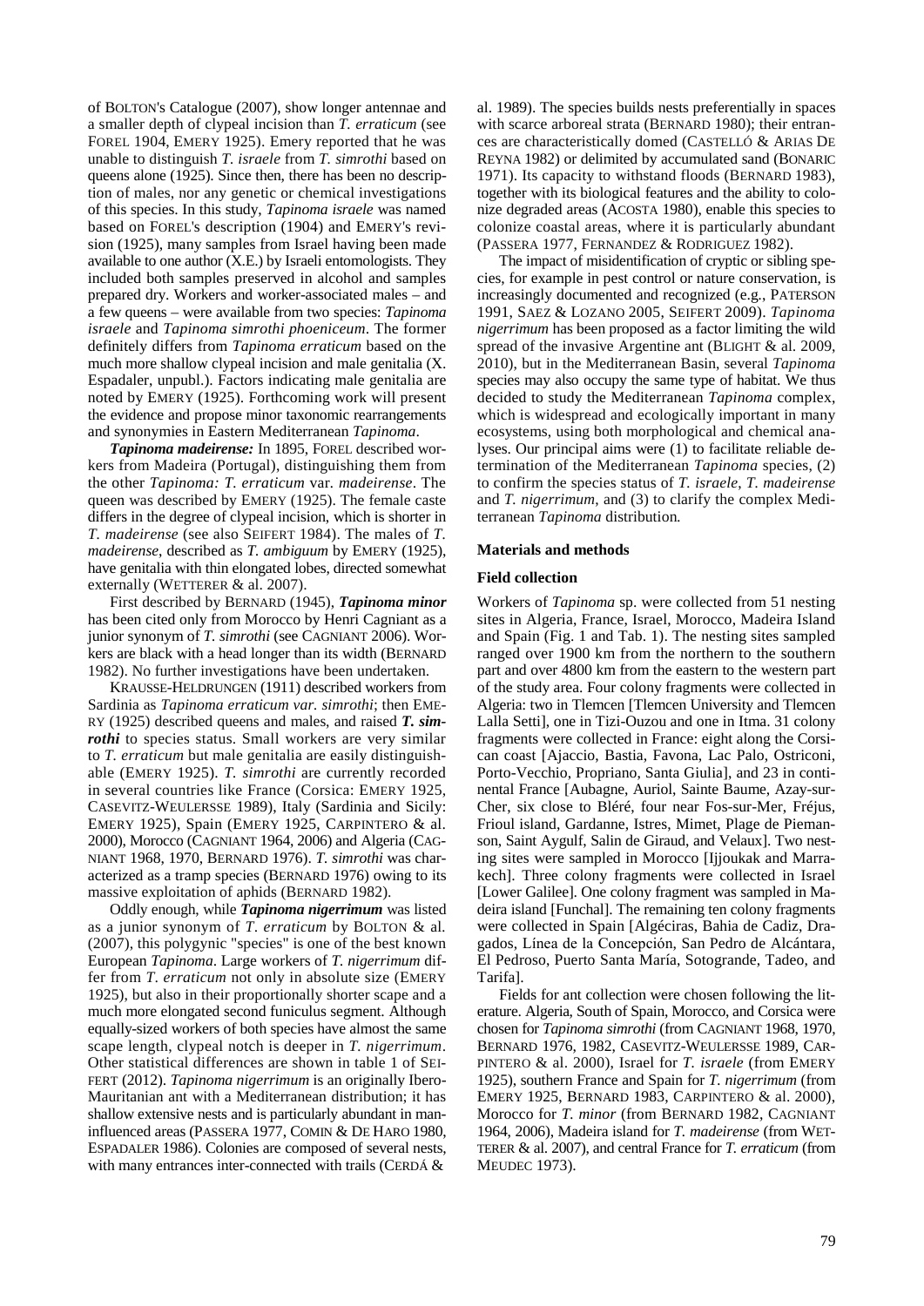of BOLTON's Catalogue (2007), show longer antennae and a smaller depth of clypeal incision than *T. erraticum* (see FOREL 1904, EMERY 1925). Emery reported that he was unable to distinguish *T. israele* from *T. simrothi* based on queens alone (1925). Since then, there has been no description of males, nor any genetic or chemical investigations of this species. In this study, *Tapinoma israele* was named based on FOREL's description (1904) and EMERY's revision (1925), many samples from Israel having been made available to one author (X.E.) by Israeli entomologists. They included both samples preserved in alcohol and samples prepared dry. Workers and worker-associated males – and a few queens – were available from two species: *Tapinoma israele* and *Tapinoma simrothi phoeniceum*. The former definitely differs from *Tapinoma erraticum* based on the much more shallow clypeal incision and male genitalia (X. Espadaler, unpubl.). Factors indicating male genitalia are noted by EMERY (1925). Forthcoming work will present the evidence and propose minor taxonomic rearrangements and synonymies in Eastern Mediterranean *Tapinoma*.

***Tapinoma madeirense:*** In 1895, FOREL described workers from Madeira (Portugal), distinguishing them from the other *Tapinoma: T. erraticum* var. *madeirense*. The queen was described by EMERY (1925). The female caste differs in the degree of clypeal incision, which is shorter in *T. madeirense* (see also SEIFERT 1984). The males of *T. madeirense*, described as *T. ambiguum* by EMERY (1925), have genitalia with thin elongated lobes, directed somewhat externally (WETTERER & al. 2007).

First described by BERNARD (1945), ***Tapinoma minor*** has been cited only from Morocco by Henri Cagniant as a junior synonym of *T. simrothi* (see CAGNIANT 2006). Workers are black with a head longer than its width (BERNARD 1982). No further investigations have been undertaken.

KRAUSSE-HELDRUNGEN (1911) described workers from Sardinia as *Tapinoma erraticum var. simrothi*; then EMERY (1925) described queens and males, and raised ***T. simrothi*** to species status. Small workers are very similar to *T. erraticum* but male genitalia are easily distinguishable (EMERY 1925). *T. simrothi* are currently recorded in several countries like France (Corsica: EMERY 1925, CASEVITZ-WEULERSSE 1989), Italy (Sardinia and Sicily: EMERY 1925), Spain (EMERY 1925, CARPINTERO & al. 2000), Morocco (CAGNIANT 1964, 2006) and Algeria (CAGNIANT 1968, 1970, BERNARD 1976). *T. simrothi* was characterized as a tramp species (BERNARD 1976) owing to its massive exploitation of aphids (BERNARD 1982).

Oddly enough, while ***Tapinoma nigerrimum*** was listed as a junior synonym of *T. erraticum* by BOLTON & al. (2007), this polygynic "species" is one of the best known European *Tapinoma*. Large workers of *T. nigerrimum* differ from *T. erraticum* not only in absolute size (EMERY 1925), but also in their proportionally shorter scape and a much more elongated second funiculus segment. Although equally-sized workers of both species have almost the same scape length, clypeal notch is deeper in *T. nigerrimum*. Other statistical differences are shown in table 1 of SEIFERT (2012). *Tapinoma nigerrimum* is an originally Ibero-Mauritanian ant with a Mediterranean distribution; it has shallow extensive nests and is particularly abundant in man-influenced areas (PASSERA 1977, COMIN & DE HARO 1980, ESPADALER 1986). Colonies are composed of several nests, with many entrances inter-connected with trails (CERDÁ & al. 1989). The species builds nests preferentially in spaces with scarce arboreal strata (BERNARD 1980); their entrances are characteristically domed (CASTELLÓ & ARIAS DE REYNA 1982) or delimited by accumulated sand (BONARIC 1971). Its capacity to withstand floods (BERNARD 1983), together with its biological features and the ability to colonize degraded areas (ACOSTA 1980), enable this species to colonize coastal areas, where it is particularly abundant (PASSERA 1977, FERNANDEZ & RODRIGUEZ 1982).

The impact of misidentification of cryptic or sibling species, for example in pest control or nature conservation, is increasingly documented and recognized (e.g., PATERSON 1991, SAEZ & LOZANO 2005, SEIFERT 2009). *Tapinoma nigerrimum* has been proposed as a factor limiting the wild spread of the invasive Argentine ant (BLIGHT & al. 2009, 2010), but in the Mediterranean Basin, several *Tapinoma* species may also occupy the same type of habitat. We thus decided to study the Mediterranean *Tapinoma* complex, which is widespread and ecologically important in many ecosystems, using both morphological and chemical analyses. Our principal aims were (1) to facilitate reliable determination of the Mediterranean *Tapinoma* species, (2) to confirm the species status of *T. israele*, *T. madeirense* and *T. nigerrimum*, and (3) to clarify the complex Mediterranean *Tapinoma* distribution.

## Materials and methods

### Field collection

Workers of *Tapinoma* sp. were collected from 51 nesting sites in Algeria, France, Israel, Morocco, Madeira Island and Spain (Fig. 1 and Tab. 1). The nesting sites sampled ranged over 1900 km from the northern to the southern part and over 4800 km from the eastern to the western part of the study area. Four colony fragments were collected in Algeria: two in Tlemcen [Tlemcen University and Tlemcen Lalla Setti], one in Tizi-Ouzou and one in Itma. 31 colony fragments were collected in France: eight along the Corsican coast [Ajaccio, Bastia, Favona, Lac Palo, Ostriconi, Porto-Vecchio, Propriano, Santa Giulia], and 23 in continental France [Aubagne, Auriol, Sainte Baume, Azay-sur-Cher, six close to Bléré, four near Fos-sur-Mer, Fréjus, Frioul island, Gardanne, Istres, Mimet, Plage de Piemanson, Saint Aygulf, Salin de Giraud, and Velaux]. Two nesting sites were sampled in Morocco [Ijjoukak and Marrakech]. Three colony fragments were collected in Israel [Lower Galilee]. One colony fragment was sampled in Madeira island [Funchal]. The remaining ten colony fragments were collected in Spain [Algéciras, Bahia de Cadiz, Dragados, Línea de la Concepción, San Pedro de Alcántara, El Pedroso, Puerto Santa María, Sotogrande, Tadeo, and Tarifa].

Fields for ant collection were chosen following the literature. Algeria, South of Spain, Morocco, and Corsica were chosen for *Tapinoma simrothi* (from CAGNIANT 1968, 1970, BERNARD 1976, 1982, CASEVITZ-WEULERSSE 1989, CARPINTERO & al. 2000), Israel for *T. israele* (from EMERY 1925), southern France and Spain for *T. nigerrimum* (from EMERY 1925, BERNARD 1983, CARPINTERO & al. 2000), Morocco for *T. minor* (from BERNARD 1982, CAGNIANT 1964, 2006), Madeira island for *T. madeirense* (from WETTERER & al. 2007), and central France for *T. erraticum* (from MEUDEC 1973).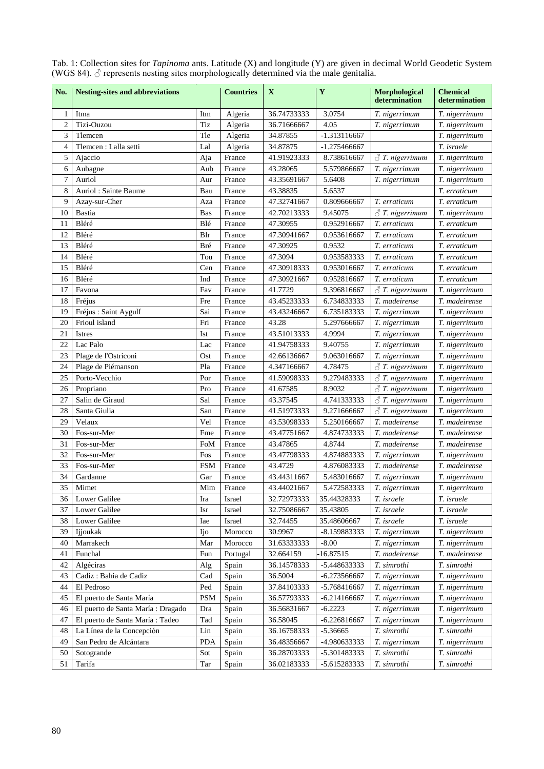Tab. 1: Collection sites for *Tapinoma* ants. Latitude (X) and longitude (Y) are given in decimal World Geodetic System (WGS 84). ♂ represents nesting sites morphologically determined via the male genitalia.

| No. | Nesting-sites and abbreviations | | Countries | X | Y | Morphological determination | Chemical determination |
|---|---|---|---|---|---|---|---|
| 1 | Itma | Itm | Algeria | 36.74733333 | 3.0754 | *T. nigerrimum* | *T. nigerrimum* |
| 2 | Tizi-Ouzou | Tiz | Algeria | 36.71666667 | 4.05 | *T. nigerrimum* | *T. nigerrimum* |
| 3 | Tlemcen | Tle | Algeria | 34.87855 | -1.313116667 | | *T. nigerrimum* |
| 4 | Tlemcen : Lalla setti | Lal | Algeria | 34.87875 | -1.275466667 | | *T. israele* |
| 5 | Ajaccio | Aja | France | 41.91923333 | 8.738616667 | ♂ *T. nigerrimum* | *T. nigerrimum* |
| 6 | Aubagne | Aub | France | 43.28065 | 5.579866667 | *T. nigerrimum* | *T. nigerrimum* |
| 7 | Auriol | Aur | France | 43.35691667 | 5.6408 | *T. nigerrimum* | *T. nigerrimum* |
| 8 | Auriol : Sainte Baume | Bau | France | 43.38835 | 5.6537 | | *T. erraticum* |
| 9 | Azay-sur-Cher | Aza | France | 47.32741667 | 0.809666667 | *T. erraticum* | *T. erraticum* |
| 10 | Bastia | Bas | France | 42.70213333 | 9.45075 | ♂ *T. nigerrimum* | *T. nigerrimum* |
| 11 | Bléré | Blé | France | 47.30955 | 0.952916667 | *T. erraticum* | *T. erraticum* |
| 12 | Bléré | Blr | France | 47.30941667 | 0.953616667 | *T. erraticum* | *T. erraticum* |
| 13 | Bléré | Bré | France | 47.30925 | 0.9532 | *T. erraticum* | *T. erraticum* |
| 14 | Bléré | Tou | France | 47.3094 | 0.953583333 | *T. erraticum* | *T. erraticum* |
| 15 | Bléré | Cen | France | 47.30918333 | 0.953016667 | *T. erraticum* | *T. erraticum* |
| 16 | Bléré | Ind | France | 47.30921667 | 0.952816667 | *T. erraticum* | *T. erraticum* |
| 17 | Favona | Fav | France | 41.7729 | 9.396816667 | ♂ *T. nigerrimum* | *T. nigerrimum* |
| 18 | Fréjus | Fre | France | 43.45233333 | 6.734833333 | *T. madeirense* | *T. madeirense* |
| 19 | Fréjus : Saint Aygulf | Sai | France | 43.43246667 | 6.735183333 | *T. nigerrimum* | *T. nigerrimum* |
| 20 | Frioul island | Fri | France | 43.28 | 5.297666667 | *T. nigerrimum* | *T. nigerrimum* |
| 21 | Istres | Ist | France | 43.51013333 | 4.9994 | *T. nigerrimum* | *T. nigerrimum* |
| 22 | Lac Palo | Lac | France | 41.94758333 | 9.40755 | *T. nigerrimum* | *T. nigerrimum* |
| 23 | Plage de l'Ostriconi | Ost | France | 42.66136667 | 9.063016667 | *T. nigerrimum* | *T. nigerrimum* |
| 24 | Plage de Piémanson | Pla | France | 4.347166667 | 4.78475 | ♂ *T. nigerrimum* | *T. nigerrimum* |
| 25 | Porto-Vecchio | Por | France | 41.59098333 | 9.279483333 | ♂ *T. nigerrimum* | *T. nigerrimum* |
| 26 | Propriano | Pro | France | 41.67585 | 8.9032 | ♂ *T. nigerrimum* | *T. nigerrimum* |
| 27 | Salin de Giraud | Sal | France | 43.37545 | 4.741333333 | ♂ *T. nigerrimum* | *T. nigerrimum* |
| 28 | Santa Giulia | San | France | 41.51973333 | 9.271666667 | ♂ *T. nigerrimum* | *T. nigerrimum* |
| 29 | Velaux | Vel | France | 43.53098333 | 5.250166667 | *T. madeirense* | *T. madeirense* |
| 30 | Fos-sur-Mer | Fme | France | 43.47751667 | 4.874733333 | *T. madeirense* | *T. madeirense* |
| 31 | Fos-sur-Mer | FoM | France | 43.47865 | 4.8744 | *T. madeirense* | *T. madeirense* |
| 32 | Fos-sur-Mer | Fos | France | 43.47798333 | 4.874883333 | *T. nigerrimum* | *T. nigerrimum* |
| 33 | Fos-sur-Mer | FSM | France | 43.4729 | 4.876083333 | *T. madeirense* | *T. madeirense* |
| 34 | Gardanne | Gar | France | 43.44311667 | 5.483016667 | *T. nigerrimum* | *T. nigerrimum* |
| 35 | Mimet | Mim | France | 43.44021667 | 5.472583333 | *T. nigerrimum* | *T. nigerrimum* |
| 36 | Lower Galilee | Ira | Israel | 32.72973333 | 35.44328333 | *T. israele* | *T. israele* |
| 37 | Lower Galilee | Isr | Israel | 32.75086667 | 35.43805 | *T. israele* | *T. israele* |
| 38 | Lower Galilee | Iae | Israel | 32.74455 | 35.48606667 | *T. israele* | *T. israele* |
| 39 | Ijjoukak | Ijo | Morocco | 30.9967 | -8.159883333 | *T. nigerrimum* | *T. nigerrimum* |
| 40 | Marrakech | Mar | Morocco | 31.63333333 | -8.00 | *T. nigerrimum* | *T. nigerrimum* |
| 41 | Funchal | Fun | Portugal | 32.664159 | -16.87515 | *T. madeirense* | *T. madeirense* |
| 42 | Algéciras | Alg | Spain | 36.14578333 | -5.448633333 | *T. simrothi* | *T. simrothi* |
| 43 | Cadiz : Bahia de Cadiz | Cad | Spain | 36.5004 | -6.273566667 | *T. nigerrimum* | *T. nigerrimum* |
| 44 | El Pedroso | Ped | Spain | 37.84103333 | -5.768416667 | *T. nigerrimum* | *T. nigerrimum* |
| 45 | El puerto de Santa María | PSM | Spain | 36.57793333 | -6.214166667 | *T. nigerrimum* | *T. nigerrimum* |
| 46 | El puerto de Santa María : Dragado | Dra | Spain | 36.56831667 | -6.2223 | *T. nigerrimum* | *T. nigerrimum* |
| 47 | El puerto de Santa María : Tadeo | Tad | Spain | 36.58045 | -6.226816667 | *T. nigerrimum* | *T. nigerrimum* |
| 48 | La Línea de la Concepción | Lin | Spain | 36.16758333 | -5.36665 | *T. simrothi* | *T. simrothi* |
| 49 | San Pedro de Alcántara | PDA | Spain | 36.48356667 | -4.980633333 | *T. nigerrimum* | *T. nigerrimum* |
| 50 | Sotogrande | Sot | Spain | 36.28703333 | -5.301483333 | *T. simrothi* | *T. simrothi* |
| 51 | Tarifa | Tar | Spain | 36.02183333 | -5.615283333 | *T. simrothi* | *T. simrothi* |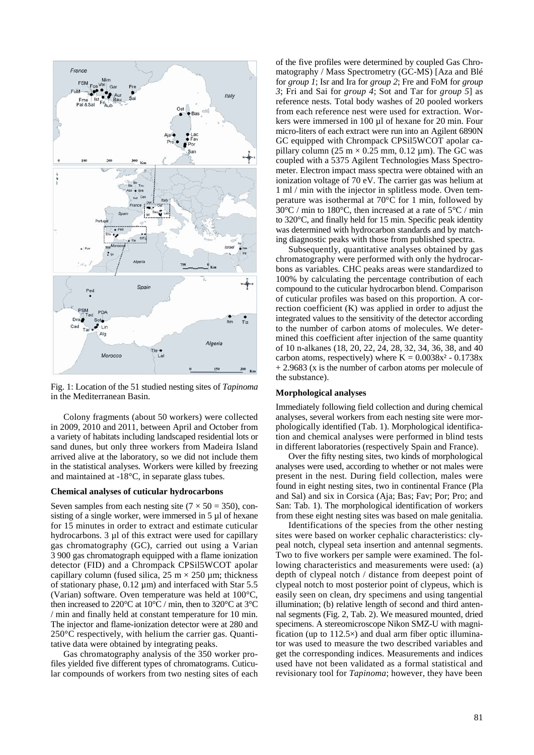Fig. 1: Location of the 51 studied nesting sites of *Tapinoma* in the Mediterranean Basin.

Colony fragments (about 50 workers) were collected in 2009, 2010 and 2011, between April and October from a variety of habitats including landscaped residential lots or sand dunes, but only three workers from Madeira Island arrived alive at the laboratory, so we did not include them in the statistical analyses. Workers were killed by freezing and maintained at -18°C, in separate glass tubes.

### Chemical analyses of cuticular hydrocarbons

Seven samples from each nesting site ($7 \times 50 = 350$), consisting of a single worker, were immersed in 5 µl of hexane for 15 minutes in order to extract and estimate cuticular hydrocarbons. 3 µl of this extract were used for capillary gas chromatography (GC), carried out using a Varian 3 900 gas chromatograph equipped with a flame ionization detector (FID) and a Chrompack CPSil5WCOT apolar capillary column (fused silica, 25 m × 250 µm; thickness of stationary phase, 0.12 µm) and interfaced with Star 5.5 (Varian) software. Oven temperature was held at 100°C, then increased to 220°C at 10°C / min, then to 320°C at 3°C / min and finally held at constant temperature for 10 min. The injector and flame-ionization detector were at 280 and 250°C respectively, with helium the carrier gas. Quantitative data were obtained by integrating peaks.

Gas chromatography analysis of the 350 worker profiles yielded five different types of chromatograms. Cuticular compounds of workers from two nesting sites of each of the five profiles were determined by coupled Gas Chromatography / Mass Spectrometry (GC-MS) [Aza and Blé for *group 1*; Isr and Ira for *group 2*; Fre and FoM for *group 3*; Fri and Sai for *group 4*; Sot and Tar for *group 5*] as reference nests. Total body washes of 20 pooled workers from each reference nest were used for extraction. Workers were immersed in 100 µl of hexane for 20 min. Four micro-liters of each extract were run into an Agilent 6890N GC equipped with Chrompack CPSil5WCOT apolar capillary column (25 m × 0.25 mm, 0.12 µm). The GC was coupled with a 5375 Agilent Technologies Mass Spectrometer. Electron impact mass spectra were obtained with an ionization voltage of 70 eV. The carrier gas was helium at 1 ml / min with the injector in splitless mode. Oven temperature was isothermal at 70°C for 1 min, followed by 30°C / min to 180°C, then increased at a rate of 5°C / min to 320°C, and finally held for 15 min. Specific peak identity was determined with hydrocarbon standards and by matching diagnostic peaks with those from published spectra.

Subsequently, quantitative analyses obtained by gas chromatography were performed with only the hydrocarbons as variables. CHC peaks areas were standardized to 100% by calculating the percentage contribution of each compound to the cuticular hydrocarbon blend. Comparison of cuticular profiles was based on this proportion. A correction coefficient (K) was applied in order to adjust the integrated values to the sensitivity of the detector according to the number of carbon atoms of molecules. We determined this coefficient after injection of the same quantity of 10 n-alkanes (18, 20, 22, 24, 28, 32, 34, 36, 38, and 40 carbon atoms, respectively) where $K = 0.0038x^2 - 0.1738x + 2.9683$ (x is the number of carbon atoms per molecule of the substance).

### Morphological analyses

Immediately following field collection and during chemical analyses, several workers from each nesting site were morphologically identified (Tab. 1). Morphological identification and chemical analyses were performed in blind tests in different laboratories (respectively Spain and France).

Over the fifty nesting sites, two kinds of morphological analyses were used, according to whether or not males were present in the nest. During field collection, males were found in eight nesting sites, two in continental France (Pla and Sal) and six in Corsica (Aja; Bas; Fav; Por; Pro; and San: Tab. 1). The morphological identification of workers from these eight nesting sites was based on male genitalia.

Identifications of the species from the other nesting sites were based on worker cephalic characteristics: clypeal notch, clypeal seta insertion and antennal segments. Two to five workers per sample were examined. The following characteristics and measurements were used: (a) depth of clypeal notch / distance from deepest point of clypeal notch to most posterior point of clypeus, which is easily seen on clean, dry specimens and using tangential illumination; (b) relative length of second and third antennal segments (Fig. 2, Tab. 2). We measured mounted, dried specimens. A stereomicroscope Nikon SMZ-U with magnification (up to 112.5×) and dual arm fiber optic illuminator was used to measure the two described variables and get the corresponding indices. Measurements and indices used have not been validated as a formal statistical and revisionary tool for *Tapinoma*; however, they have been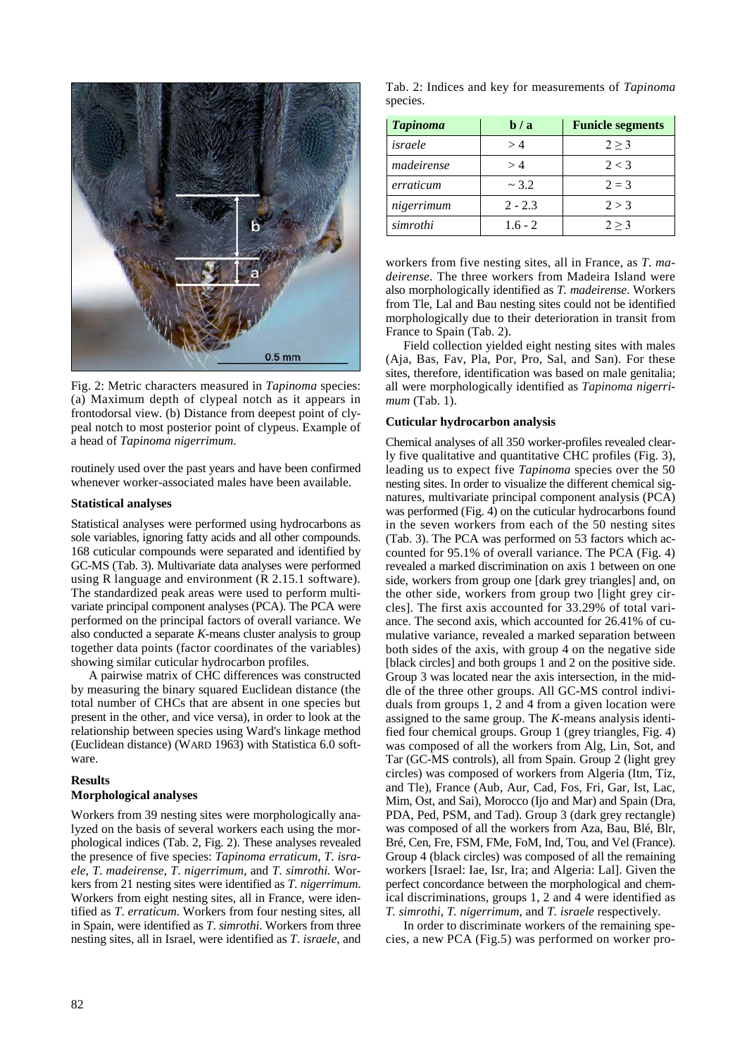Fig. 2: Metric characters measured in *Tapinoma* species: (a) Maximum depth of clypeal notch as it appears in frontodorsal view. (b) Distance from deepest point of clypeal notch to most posterior point of clypeus. Example of a head of *Tapinoma nigerrimum*.

routinely used over the past years and have been confirmed whenever worker-associated males have been available.

### Statistical analyses

Statistical analyses were performed using hydrocarbons as sole variables, ignoring fatty acids and all other compounds. 168 cuticular compounds were separated and identified by GC-MS (Tab. 3). Multivariate data analyses were performed using R language and environment (R 2.15.1 software). The standardized peak areas were used to perform multivariate principal component analyses (PCA). The PCA were performed on the principal factors of overall variance. We also conducted a separate *K*-means cluster analysis to group together data points (factor coordinates of the variables) showing similar cuticular hydrocarbon profiles.

A pairwise matrix of CHC differences was constructed by measuring the binary squared Euclidean distance (the total number of CHCs that are absent in one species but present in the other, and vice versa), in order to look at the relationship between species using Ward's linkage method (Euclidean distance) (WARD 1963) with Statistica 6.0 software.

## Results

### Morphological analyses

Workers from 39 nesting sites were morphologically analyzed on the basis of several workers each using the morphological indices (Tab. 2, Fig. 2). These analyses revealed the presence of five species: *Tapinoma erraticum*, *T. israele*, *T. madeirense*, *T. nigerrimum*, and *T. simrothi*. Workers from 21 nesting sites were identified as *T. nigerrimum*. Workers from eight nesting sites, all in France, were identified as *T. erraticum*. Workers from four nesting sites, all in Spain, were identified as *T. simrothi*. Workers from three nesting sites, all in Israel, were identified as *T. israele*, and workers from five nesting sites, all in France, as *T. madeirense*. The three workers from Madeira Island were also morphologically identified as *T. madeirense*. Workers from Tle, Lal and Bau nesting sites could not be identified morphologically due to their deterioration in transit from France to Spain (Tab. 2).

Tab. 2: Indices and key for measurements of *Tapinoma* species.

| *Tapinoma* | b / a | Funicle segments |
|---|---|---|
| *israele* | > 4 | 2 ≥ 3 |
| *madeirense* | > 4 | 2 < 3 |
| *erraticum* | ~ 3.2 | 2 = 3 |
| *nigerrimum* | 2 - 2.3 | 2 > 3 |
| *simrothi* | 1.6 - 2 | 2 ≥ 3 |

Field collection yielded eight nesting sites with males (Aja, Bas, Fav, Pla, Por, Pro, Sal, and San). For these sites, therefore, identification was based on male genitalia; all were morphologically identified as *Tapinoma nigerrimum* (Tab. 1).

### Cuticular hydrocarbon analysis

Chemical analyses of all 350 worker-profiles revealed clearly five qualitative and quantitative CHC profiles (Fig. 3), leading us to expect five *Tapinoma* species over the 50 nesting sites. In order to visualize the different chemical signatures, multivariate principal component analysis (PCA) was performed (Fig. 4) on the cuticular hydrocarbons found in the seven workers from each of the 50 nesting sites (Tab. 3). The PCA was performed on 53 factors which accounted for 95.1% of overall variance. The PCA (Fig. 4) revealed a marked discrimination on axis 1 between on one side, workers from group one [dark grey triangles] and, on the other side, workers from group two [light grey circles]. The first axis accounted for 33.29% of total variance. The second axis, which accounted for 26.41% of cumulative variance, revealed a marked separation between both sides of the axis, with group 4 on the negative side [black circles] and both groups 1 and 2 on the positive side. Group 3 was located near the axis intersection, in the middle of the three other groups. All GC-MS control individuals from groups 1, 2 and 4 from a given location were assigned to the same group. The *K*-means analysis identified four chemical groups. Group 1 (grey triangles, Fig. 4) was composed of all the workers from Alg, Lin, Sot, and Tar (GC-MS controls), all from Spain. Group 2 (light grey circles) was composed of workers from Algeria (Itm, Tiz, and Tle), France (Aub, Aur, Cad, Fos, Fri, Gar, Ist, Lac, Mim, Ost, and Sai), Morocco (Ijo and Mar) and Spain (Dra, PDA, Ped, PSM, and Tad). Group 3 (dark grey rectangle) was composed of all the workers from Aza, Bau, Blé, Blr, Bré, Cen, Fre, FSM, FMe, FoM, Ind, Tou, and Vel (France). Group 4 (black circles) was composed of all the remaining workers [Israel: Iae, Isr, Ira; and Algeria: Lal]. Given the perfect concordance between the morphological and chemical discriminations, groups 1, 2 and 4 were identified as *T. simrothi*, *T. nigerrimum*, and *T. israele* respectively.

In order to discriminate workers of the remaining species, a new PCA (Fig.5) was performed on worker pro-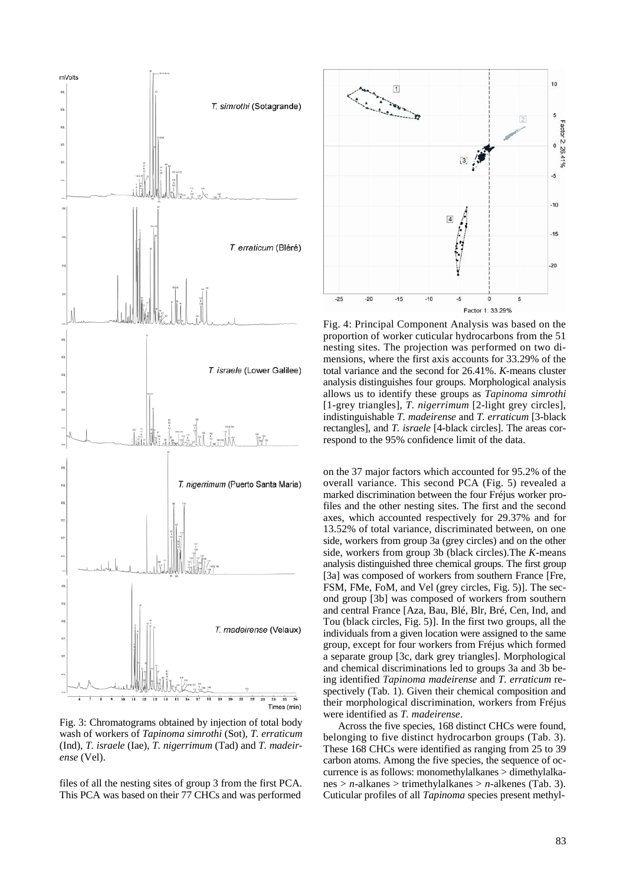Fig. 3: Chromatograms obtained by injection of total body wash of workers of *Tapinoma simrothi* (Sot), *T. erraticum* (Ind), *T. israele* (Iae), *T. nigerrimum* (Tad) and *T. madeirense* (Vel).

Fig. 4: Principal Component Analysis was based on the proportion of worker cuticular hydrocarbons from the 51 nesting sites. The projection was performed on two dimensions, where the first axis accounts for 33.29% of the total variance and the second for 26.41%. *K*-means cluster analysis distinguishes four groups. Morphological analysis allows us to identify these groups as *Tapinoma simrothi* [1-grey triangles], *T. nigerrimum* [2-light grey circles], indistinguishable *T. madeirense* and *T. erraticum* [3-black rectangles], and *T. israele* [4-black circles]. The areas correspond to the 95% confidence limit of the data.

files of all the nesting sites of group 3 from the first PCA. This PCA was based on their 77 CHCs and was performed on the 37 major factors which accounted for 95.2% of the overall variance. This second PCA (Fig. 5) revealed a marked discrimination between the four Fréjus worker profiles and the other nesting sites. The first and the second axes, which accounted respectively for 29.37% and for 13.52% of total variance, discriminated between, on one side, workers from group 3a (grey circles) and on the other side, workers from group 3b (black circles).The *K*-means analysis distinguished three chemical groups. The first group [3a] was composed of workers from southern France [Fre, FSM, FMe, FoM, and Vel (grey circles, Fig. 5)]. The second group [3b] was composed of workers from southern and central France [Aza, Bau, Blé, Blr, Bré, Cen, Ind, and Tou (black circles, Fig. 5)]. In the first two groups, all the individuals from a given location were assigned to the same group, except for four workers from Fréjus which formed a separate group [3c, dark grey triangles]. Morphological and chemical discriminations led to groups 3a and 3b being identified *Tapinoma madeirense* and *T. erraticum* respectively (Tab. 1). Given their chemical composition and their morphological discrimination, workers from Fréjus were identified as *T. madeirense*.

Across the five species, 168 distinct CHCs were found, belonging to five distinct hydrocarbon groups (Tab. 3). These 168 CHCs were identified as ranging from 25 to 39 carbon atoms. Among the five species, the sequence of occurrence is as follows: monomethylalkanes > dimethylalkanes > *n*-alkanes > trimethylalkanes > *n*-alkenes (Tab. 3). Cuticular profiles of all *Tapinoma* species present methyl-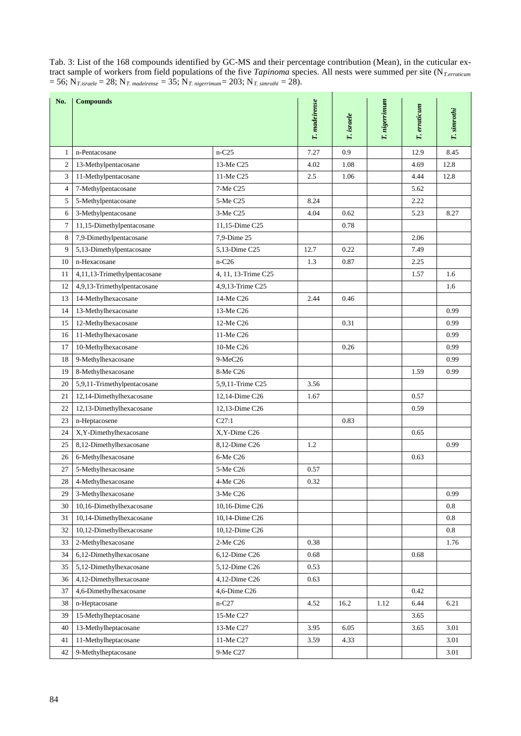Tab. 3: List of the 168 compounds identified by GC-MS and their percentage contribution (Mean), in the cuticular extract sample of workers from field populations of the five *Tapinoma* species. All nests were summed per site ($N_{T. erraticum}$ = 56; $N_{T. israele}$ = 28; $N_{T. madeirense}$ = 35; $N_{T. nigerrimum}$ = 203; $N_{T. simrothi}$ = 28).

| No. | Compounds | | *T. madeirense* | *T. israele* | *T. nigerrimum* | *T. erraticum* | *T. simrothi* |
|---|---|---|---|---|---|---|---|
| 1 | n-Pentacosane | n-C25 | 7.27 | 0.9 | | 12.9 | 8.45 |
| 2 | 13-Methylpentacosane | 13-Me C25 | 4.02 | 1.08 | | 4.69 | 12.8 |
| 3 | 11-Methylpentacosane | 11-Me C25 | 2.5 | 1.06 | | 4.44 | 12.8 |
| 4 | 7-Methylpentacosane | 7-Me C25 | | | | 5.62 | |
| 5 | 5-Methylpentacosane | 5-Me C25 | 8.24 | | | 2.22 | |
| 6 | 3-Methylpentacosane | 3-Me C25 | 4.04 | 0.62 | | 5.23 | 8.27 |
| 7 | 11,15-Dimethylpentacosane | 11,15-Dime C25 | | 0.78 | | | |
| 8 | 7,9-Dimethylpentacosane | 7,9-Dime 25 | | | | 2.06 | |
| 9 | 5,13-Dimethylpentacosane | 5,13-Dime C25 | 12.7 | 0.22 | | 7.49 | |
| 10 | n-Hexacosane | n-C26 | 1.3 | 0.87 | | 2.25 | |
| 11 | 4,11,13-Trimethylpentacosane | 4, 11, 13-Trime C25 | | | | 1.57 | 1.6 |
| 12 | 4,9,13-Trimethylpentacosane | 4,9,13-Trime C25 | | | | | 1.6 |
| 13 | 14-Methylhexacosane | 14-Me C26 | 2.44 | 0.46 | | | |
| 14 | 13-Methylhexacosane | 13-Me C26 | | | | | 0.99 |
| 15 | 12-Methylhexacosane | 12-Me C26 | | 0.31 | | | 0.99 |
| 16 | 11-Methylhexacosane | 11-Me C26 | | | | | 0.99 |
| 17 | 10-Methylhexacosane | 10-Me C26 | | 0.26 | | | 0.99 |
| 18 | 9-Methylhexacosane | 9-MeC26 | | | | | 0.99 |
| 19 | 8-Methylhexacosane | 8-Me C26 | | | | 1.59 | 0.99 |
| 20 | 5,9,11-Trimethylpentacosane | 5,9,11-Trime C25 | 3.56 | | | | |
| 21 | 12,14-Dimethylhexacosane | 12,14-Dime C26 | 1.67 | | | 0.57 | |
| 22 | 12,13-Dimethylhexacosane | 12,13-Dime C26 | | | | 0.59 | |
| 23 | n-Heptacosene | C27:1 | | 0.83 | | | |
| 24 | X,Y-Dimethylhexacosane | X,Y-Dime C26 | | | | 0.65 | |
| 25 | 8,12-Dimethylhexacosane | 8,12-Dime C26 | 1.2 | | | | 0.99 |
| 26 | 6-Methylhexacosane | 6-Me C26 | | | | 0.63 | |
| 27 | 5-Methylhexacosane | 5-Me C26 | 0.57 | | | | |
| 28 | 4-Methylhexacosane | 4-Me C26 | 0.32 | | | | |
| 29 | 3-Methylhexacosane | 3-Me C26 | | | | | 0.99 |
| 30 | 10,16-Dimethylhexacosane | 10,16-Dime C26 | | | | | 0.8 |
| 31 | 10,14-Dimethylhexacosane | 10,14-Dime C26 | | | | | 0.8 |
| 32 | 10,12-Dimethylhexacosane | 10,12-Dime C26 | | | | | 0.8 |
| 33 | 2-Methylhexacosane | 2-Me C26 | 0.38 | | | | 1.76 |
| 34 | 6,12-Dimethylhexacosane | 6,12-Dime C26 | 0.68 | | | 0.68 | |
| 35 | 5,12-Dimethylhexacosane | 5,12-Dime C26 | 0.53 | | | | |
| 36 | 4,12-Dimethylhexacosane | 4,12-Dime C26 | 0.63 | | | | |
| 37 | 4,6-Dimethylhexacosane | 4,6-Dime C26 | | | | 0.42 | |
| 38 | n-Heptacosane | n-C27 | 4.52 | 16.2 | 1.12 | 6.44 | 6.21 |
| 39 | 15-Methylheptacosane | 15-Me C27 | | | | 3.65 | |
| 40 | 13-Methylheptacosane | 13-Me C27 | 3.95 | 6.05 | | 3.65 | 3.01 |
| 41 | 11-Methylheptacosane | 11-Me C27 | 3.59 | 4.33 | | | 3.01 |
| 42 | 9-Methylheptacosane | 9-Me C27 | | | | | 3.01 |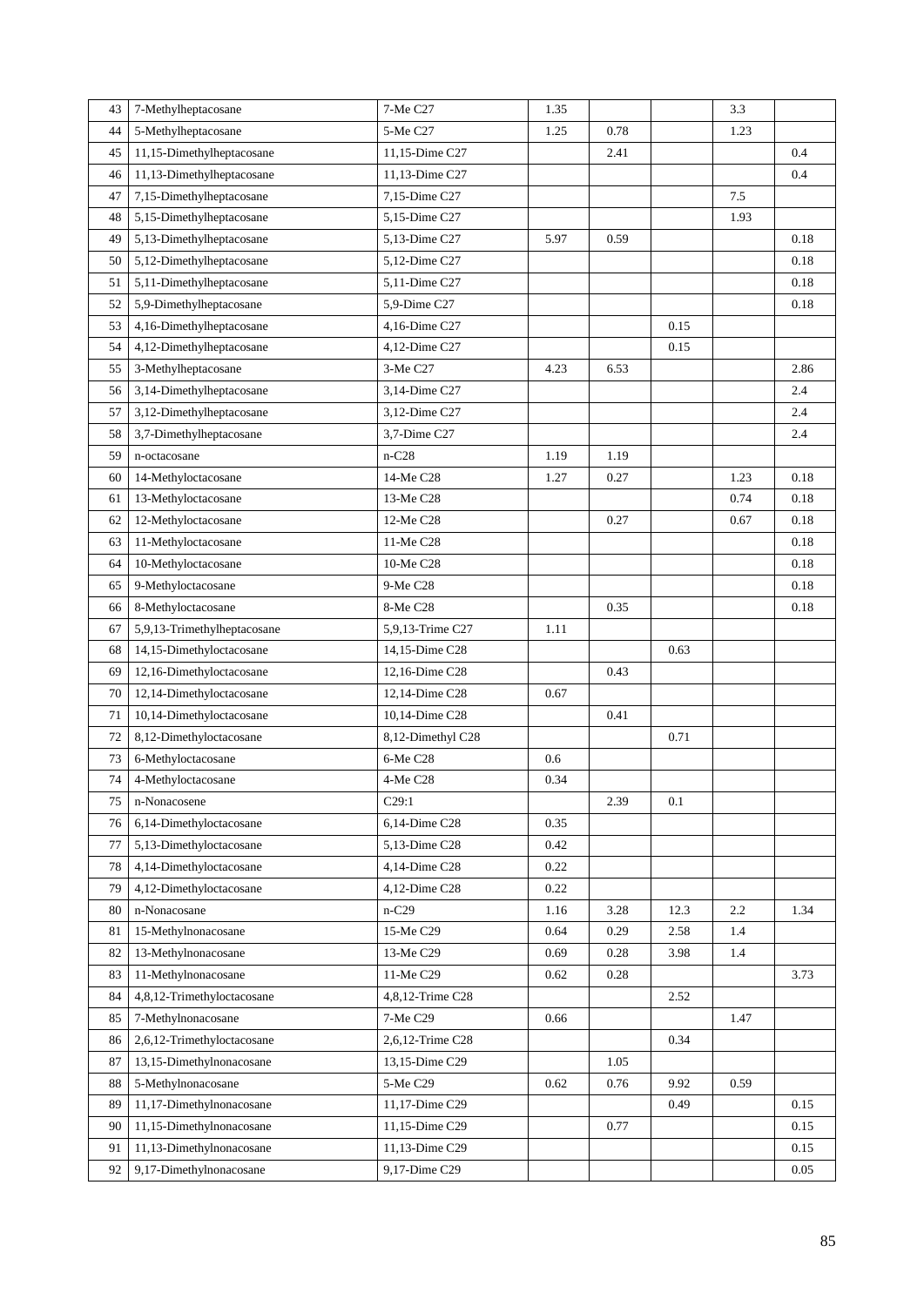| 43 | 7-Methylheptacosane | 7-Me C27 | 1.35 | | | 3.3 | |
|---|---|---|---|---|---|---|---|
| 44 | 5-Methylheptacosane | 5-Me C27 | 1.25 | 0.78 | | 1.23 | |
| 45 | 11,15-Dimethylheptacosane | 11,15-Dime C27 | | 2.41 | | | 0.4 |
| 46 | 11,13-Dimethylheptacosane | 11,13-Dime C27 | | | | | 0.4 |
| 47 | 7,15-Dimethylheptacosane | 7,15-Dime C27 | | | | 7.5 | |
| 48 | 5,15-Dimethylheptacosane | 5,15-Dime C27 | | | | 1.93 | |
| 49 | 5,13-Dimethylheptacosane | 5,13-Dime C27 | 5.97 | 0.59 | | | 0.18 |
| 50 | 5,12-Dimethylheptacosane | 5,12-Dime C27 | | | | | 0.18 |
| 51 | 5,11-Dimethylheptacosane | 5,11-Dime C27 | | | | | 0.18 |
| 52 | 5,9-Dimethylheptacosane | 5,9-Dime C27 | | | | | 0.18 |
| 53 | 4,16-Dimethylheptacosane | 4,16-Dime C27 | | | 0.15 | | |
| 54 | 4,12-Dimethylheptacosane | 4,12-Dime C27 | | | 0.15 | | |
| 55 | 3-Methylheptacosane | 3-Me C27 | 4.23 | 6.53 | | | 2.86 |
| 56 | 3,14-Dimethylheptacosane | 3,14-Dime C27 | | | | | 2.4 |
| 57 | 3,12-Dimethylheptacosane | 3,12-Dime C27 | | | | | 2.4 |
| 58 | 3,7-Dimethylheptacosane | 3,7-Dime C27 | | | | | 2.4 |
| 59 | n-octacosane | n-C28 | 1.19 | 1.19 | | | |
| 60 | 14-Methyloctacosane | 14-Me C28 | 1.27 | 0.27 | | 1.23 | 0.18 |
| 61 | 13-Methyloctacosane | 13-Me C28 | | | | 0.74 | 0.18 |
| 62 | 12-Methyloctacosane | 12-Me C28 | | 0.27 | | 0.67 | 0.18 |
| 63 | 11-Methyloctacosane | 11-Me C28 | | | | | 0.18 |
| 64 | 10-Methyloctacosane | 10-Me C28 | | | | | 0.18 |
| 65 | 9-Methyloctacosane | 9-Me C28 | | | | | 0.18 |
| 66 | 8-Methyloctacosane | 8-Me C28 | | 0.35 | | | 0.18 |
| 67 | 5,9,13-Trimethylheptacosane | 5,9,13-Trime C27 | 1.11 | | | | |
| 68 | 14,15-Dimethyloctacosane | 14,15-Dime C28 | | | 0.63 | | |
| 69 | 12,16-Dimethyloctacosane | 12,16-Dime C28 | | 0.43 | | | |
| 70 | 12,14-Dimethyloctacosane | 12,14-Dime C28 | 0.67 | | | | |
| 71 | 10,14-Dimethyloctacosane | 10,14-Dime C28 | | 0.41 | | | |
| 72 | 8,12-Dimethyloctacosane | 8,12-Dimethyl C28 | | | 0.71 | | |
| 73 | 6-Methyloctacosane | 6-Me C28 | 0.6 | | | | |
| 74 | 4-Methyloctacosane | 4-Me C28 | 0.34 | | | | |
| 75 | n-Nonacosene | C29:1 | | 2.39 | 0.1 | | |
| 76 | 6,14-Dimethyloctacosane | 6,14-Dime C28 | 0.35 | | | | |
| 77 | 5,13-Dimethyloctacosane | 5,13-Dime C28 | 0.42 | | | | |
| 78 | 4,14-Dimethyloctacosane | 4,14-Dime C28 | 0.22 | | | | |
| 79 | 4,12-Dimethyloctacosane | 4,12-Dime C28 | 0.22 | | | | |
| 80 | n-Nonacosane | n-C29 | 1.16 | 3.28 | 12.3 | 2.2 | 1.34 |
| 81 | 15-Methylnonacosane | 15-Me C29 | 0.64 | 0.29 | 2.58 | 1.4 | |
| 82 | 13-Methylnonacosane | 13-Me C29 | 0.69 | 0.28 | 3.98 | 1.4 | |
| 83 | 11-Methylnonacosane | 11-Me C29 | 0.62 | 0.28 | | | 3.73 |
| 84 | 4,8,12-Trimethyloctacosane | 4,8,12-Trime C28 | | | 2.52 | | |
| 85 | 7-Methylnonacosane | 7-Me C29 | 0.66 | | | 1.47 | |
| 86 | 2,6,12-Trimethyloctacosane | 2,6,12-Trime C28 | | | 0.34 | | |
| 87 | 13,15-Dimethylnonacosane | 13,15-Dime C29 | | 1.05 | | | |
| 88 | 5-Methylnonacosane | 5-Me C29 | 0.62 | 0.76 | 9.92 | 0.59 | |
| 89 | 11,17-Dimethylnonacosane | 11,17-Dime C29 | | | 0.49 | | 0.15 |
| 90 | 11,15-Dimethylnonacosane | 11,15-Dime C29 | | 0.77 | | | 0.15 |
| 91 | 11,13-Dimethylnonacosane | 11,13-Dime C29 | | | | | 0.15 |
| 92 | 9,17-Dimethylnonacosane | 9,17-Dime C29 | | | | | 0.05 |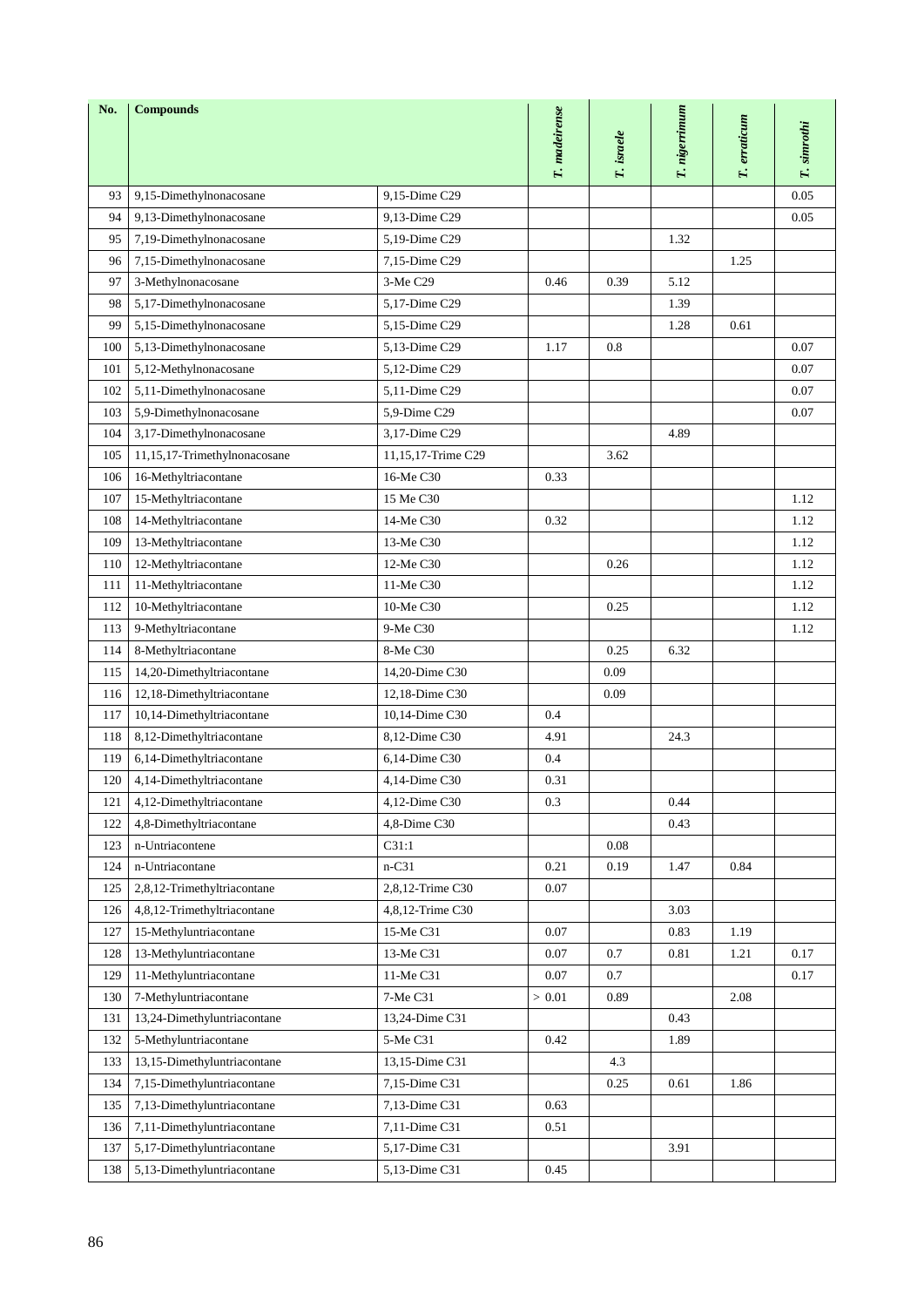| No. | Compounds | | *T. madeirense* | *T. israele* | *T. nigerrimum* | *T. erraticum* | *T. simrothi* |
|---|---|---|---|---|---|---|---|
| 93 | 9,15-Dimethylnonacosane | 9,15-Dime C29 | | | | | 0.05 |
| 94 | 9,13-Dimethylnonacosane | 9,13-Dime C29 | | | | | 0.05 |
| 95 | 7,19-Dimethylnonacosane | 5,19-Dime C29 | | | 1.32 | | |
| 96 | 7,15-Dimethylnonacosane | 7,15-Dime C29 | | | | 1.25 | |
| 97 | 3-Methylnonacosane | 3-Me C29 | 0.46 | 0.39 | 5.12 | | |
| 98 | 5,17-Dimethylnonacosane | 5,17-Dime C29 | | | 1.39 | | |
| 99 | 5,15-Dimethylnonacosane | 5,15-Dime C29 | | | 1.28 | 0.61 | |
| 100 | 5,13-Dimethylnonacosane | 5,13-Dime C29 | 1.17 | 0.8 | | | 0.07 |
| 101 | 5,12-Methylnonacosane | 5,12-Dime C29 | | | | | 0.07 |
| 102 | 5,11-Dimethylnonacosane | 5,11-Dime C29 | | | | | 0.07 |
| 103 | 5,9-Dimethylnonacosane | 5,9-Dime C29 | | | | | 0.07 |
| 104 | 3,17-Dimethylnonacosane | 3,17-Dime C29 | | | 4.89 | | |
| 105 | 11,15,17-Trimethylnonacosane | 11,15,17-Trime C29 | | 3.62 | | | |
| 106 | 16-Methyltriacontane | 16-Me C30 | 0.33 | | | | |
| 107 | 15-Methyltriacontane | 15 Me C30 | | | | | 1.12 |
| 108 | 14-Methyltriacontane | 14-Me C30 | 0.32 | | | | 1.12 |
| 109 | 13-Methyltriacontane | 13-Me C30 | | | | | 1.12 |
| 110 | 12-Methyltriacontane | 12-Me C30 | | 0.26 | | | 1.12 |
| 111 | 11-Methyltriacontane | 11-Me C30 | | | | | 1.12 |
| 112 | 10-Methyltriacontane | 10-Me C30 | | 0.25 | | | 1.12 |
| 113 | 9-Methyltriacontane | 9-Me C30 | | | | | 1.12 |
| 114 | 8-Methyltriacontane | 8-Me C30 | | 0.25 | 6.32 | | |
| 115 | 14,20-Dimethyltriacontane | 14,20-Dime C30 | | 0.09 | | | |
| 116 | 12,18-Dimethyltriacontane | 12,18-Dime C30 | | 0.09 | | | |
| 117 | 10,14-Dimethyltriacontane | 10,14-Dime C30 | 0.4 | | | | |
| 118 | 8,12-Dimethyltriacontane | 8,12-Dime C30 | 4.91 | | 24.3 | | |
| 119 | 6,14-Dimethyltriacontane | 6,14-Dime C30 | 0.4 | | | | |
| 120 | 4,14-Dimethyltriacontane | 4,14-Dime C30 | 0.31 | | | | |
| 121 | 4,12-Dimethyltriacontane | 4,12-Dime C30 | 0.3 | | 0.44 | | |
| 122 | 4,8-Dimethyltriacontane | 4,8-Dime C30 | | | 0.43 | | |
| 123 | n-Untriacontene | C31:1 | | 0.08 | | | |
| 124 | n-Untriacontane | n-C31 | 0.21 | 0.19 | 1.47 | 0.84 | |
| 125 | 2,8,12-Trimethyltriacontane | 2,8,12-Trime C30 | 0.07 | | | | |
| 126 | 4,8,12-Trimethyltriacontane | 4,8,12-Trime C30 | | | 3.03 | | |
| 127 | 15-Methyluntriacontane | 15-Me C31 | 0.07 | | 0.83 | 1.19 | |
| 128 | 13-Methyluntriacontane | 13-Me C31 | 0.07 | 0.7 | 0.81 | 1.21 | 0.17 |
| 129 | 11-Methyluntriacontane | 11-Me C31 | 0.07 | 0.7 | | | 0.17 |
| 130 | 7-Methyluntriacontane | 7-Me C31 | > 0.01 | 0.89 | | 2.08 | |
| 131 | 13,24-Dimethyluntriacontane | 13,24-Dime C31 | | | 0.43 | | |
| 132 | 5-Methyluntriacontane | 5-Me C31 | 0.42 | | 1.89 | | |
| 133 | 13,15-Dimethyluntriacontane | 13,15-Dime C31 | | 4.3 | | | |
| 134 | 7,15-Dimethyluntriacontane | 7,15-Dime C31 | | 0.25 | 0.61 | 1.86 | |
| 135 | 7,13-Dimethyluntriacontane | 7,13-Dime C31 | 0.63 | | | | |
| 136 | 7,11-Dimethyluntriacontane | 7,11-Dime C31 | 0.51 | | | | |
| 137 | 5,17-Dimethyluntriacontane | 5,17-Dime C31 | | | 3.91 | | |
| 138 | 5,13-Dimethyluntriacontane | 5,13-Dime C31 | 0.45 | | | | |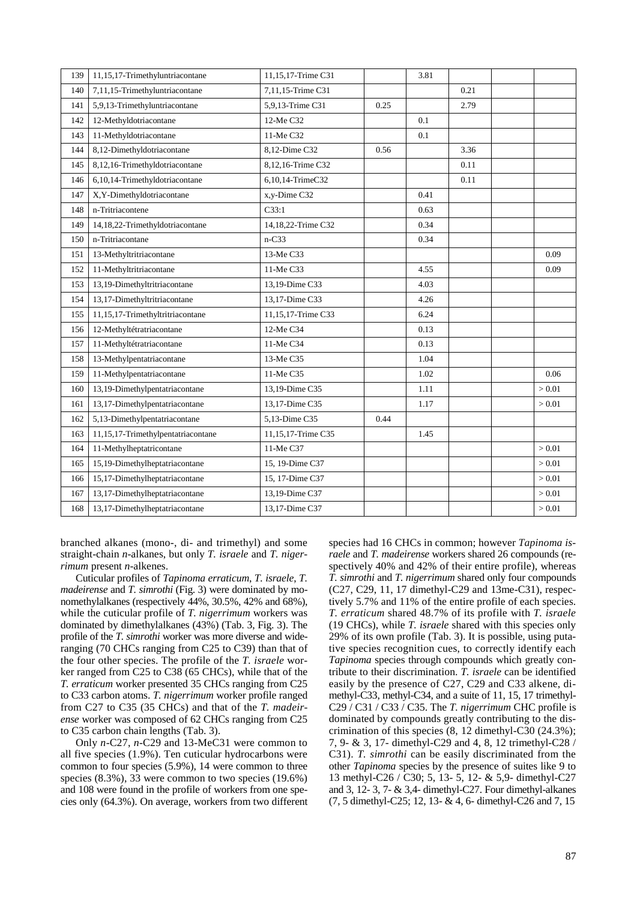| | | | | | | | |
|---|---|---|---|---|---|---|---|
| 139 | 11,15,17-Trimethyluntriacontane | 11,15,17-Trime C31 | | 3.81 | | | |
| 140 | 7,11,15-Trimethyluntriacontane | 7,11,15-Trime C31 | | | 0.21 | | |
| 141 | 5,9,13-Trimethyluntriacontane | 5,9,13-Trime C31 | 0.25 | | 2.79 | | |
| 142 | 12-Methyldotriacontane | 12-Me C32 | | 0.1 | | | |
| 143 | 11-Methyldotriacontane | 11-Me C32 | | 0.1 | | | |
| 144 | 8,12-Dimethyldotriacontane | 8,12-Dime C32 | 0.56 | | 3.36 | | |
| 145 | 8,12,16-Trimethyldotriacontane | 8,12,16-Trime C32 | | | 0.11 | | |
| 146 | 6,10,14-Trimethyldotriacontane | 6,10,14-TrimeC32 | | | 0.11 | | |
| 147 | X,Y-Dimethyldotriacontane | x,y-Dime C32 | | 0.41 | | | |
| 148 | n-Tritriacontene | C33:1 | | 0.63 | | | |
| 149 | 14,18,22-Trimethyldotriacontane | 14,18,22-Trime C32 | | 0.34 | | | |
| 150 | n-Tritriacontane | n-C33 | | 0.34 | | | |
| 151 | 13-Methyltritriacontane | 13-Me C33 | | | | | 0.09 |
| 152 | 11-Methyltritriacontane | 11-Me C33 | | 4.55 | | | 0.09 |
| 153 | 13,19-Dimethyltritriacontane | 13,19-Dime C33 | | 4.03 | | | |
| 154 | 13,17-Dimethyltritriacontane | 13,17-Dime C33 | | 4.26 | | | |
| 155 | 11,15,17-Trimethyltritriacontane | 11,15,17-Trime C33 | | 6.24 | | | |
| 156 | 12-Methyltétratriacontane | 12-Me C34 | | 0.13 | | | |
| 157 | 11-Methyltétratriacontane | 11-Me C34 | | 0.13 | | | |
| 158 | 13-Methylpentatriacontane | 13-Me C35 | | 1.04 | | | |
| 159 | 11-Methylpentatriacontane | 11-Me C35 | | 1.02 | | | 0.06 |
| 160 | 13,19-Dimethylpentatriacontane | 13,19-Dime C35 | | 1.11 | | | > 0.01 |
| 161 | 13,17-Dimethylpentatriacontane | 13,17-Dime C35 | | 1.17 | | | > 0.01 |
| 162 | 5,13-Dimethylpentatriacontane | 5,13-Dime C35 | 0.44 | | | | |
| 163 | 11,15,17-Trimethylpentatriacontane | 11,15,17-Trime C35 | | 1.45 | | | |
| 164 | 11-Methylheptatricontane | 11-Me C37 | | | | | > 0.01 |
| 165 | 15,19-Dimethylheptatriacontane | 15, 19-Dime C37 | | | | | > 0.01 |
| 166 | 15,17-Dimethylheptatriacontane | 15, 17-Dime C37 | | | | | > 0.01 |
| 167 | 13,17-Dimethylheptatriacontane | 13,19-Dime C37 | | | | | > 0.01 |
| 168 | 13,17-Dimethylheptatriacontane | 13,17-Dime C37 | | | | | > 0.01 |

branched alkanes (mono-, di- and trimethyl) and some straight-chain *n*-alkanes, but only *T. israele* and *T. nigerrimum* present *n*-alkenes.

Cuticular profiles of *Tapinoma erraticum*, *T. israele*, *T. madeirense* and *T. simrothi* (Fig. 3) were dominated by monomethylalkanes (respectively 44%, 30.5%, 42% and 68%), while the cuticular profile of *T. nigerrimum* workers was dominated by dimethylalkanes (43%) (Tab. 3, Fig. 3). The profile of the *T. simrothi* worker was more diverse and wide-ranging (70 CHCs ranging from C25 to C39) than that of the four other species. The profile of the *T. israele* worker ranged from C25 to C38 (65 CHCs), while that of the *T. erraticum* worker presented 35 CHCs ranging from C25 to C33 carbon atoms. *T. nigerrimum* worker profile ranged from C27 to C35 (35 CHCs) and that of the *T. madeirense* worker was composed of 62 CHCs ranging from C25 to C35 carbon chain lengths (Tab. 3).

Only *n*-C27, *n*-C29 and 13-MeC31 were common to all five species (1.9%). Ten cuticular hydrocarbons were common to four species (5.9%), 14 were common to three species (8.3%), 33 were common to two species (19.6%) and 108 were found in the profile of workers from one species only (64.3%). On average, workers from two different species had 16 CHCs in common; however *Tapinoma israele* and *T. madeirense* workers shared 26 compounds (respectively 40% and 42% of their entire profile), whereas *T. simrothi* and *T. nigerrimum* shared only four compounds (C27, C29, 11, 17 dimethyl-C29 and 13me-C31), respectively 5.7% and 11% of the entire profile of each species. *T. erraticum* shared 48.7% of its profile with *T. israele* (19 CHCs), while *T. israele* shared with this species only 29% of its own profile (Tab. 3). It is possible, using putative species recognition cues, to correctly identify each *Tapinoma* species through compounds which greatly contribute to their discrimination. *T. israele* can be identified easily by the presence of C27, C29 and C33 alkene, dimethyl-C33, methyl-C34, and a suite of 11, 15, 17 trimethyl-C29 / C31 / C33 / C35. The *T. nigerrimum* CHC profile is dominated by compounds greatly contributing to the discrimination of this species (8, 12 dimethyl-C30 (24.3%); 7, 9- & 3, 17- dimethyl-C29 and 4, 8, 12 trimethyl-C28 / C31). *T. simrothi* can be easily discriminated from the other *Tapinoma* species by the presence of suites like 9 to 13 methyl-C26 / C30; 5, 13- 5, 12- & 5,9- dimethyl-C27 and 3, 12- 3, 7- & 3,4- dimethyl-C27. Four dimethyl-alkanes (7, 5 dimethyl-C25; 12, 13- & 4, 6- dimethyl-C26 and 7, 15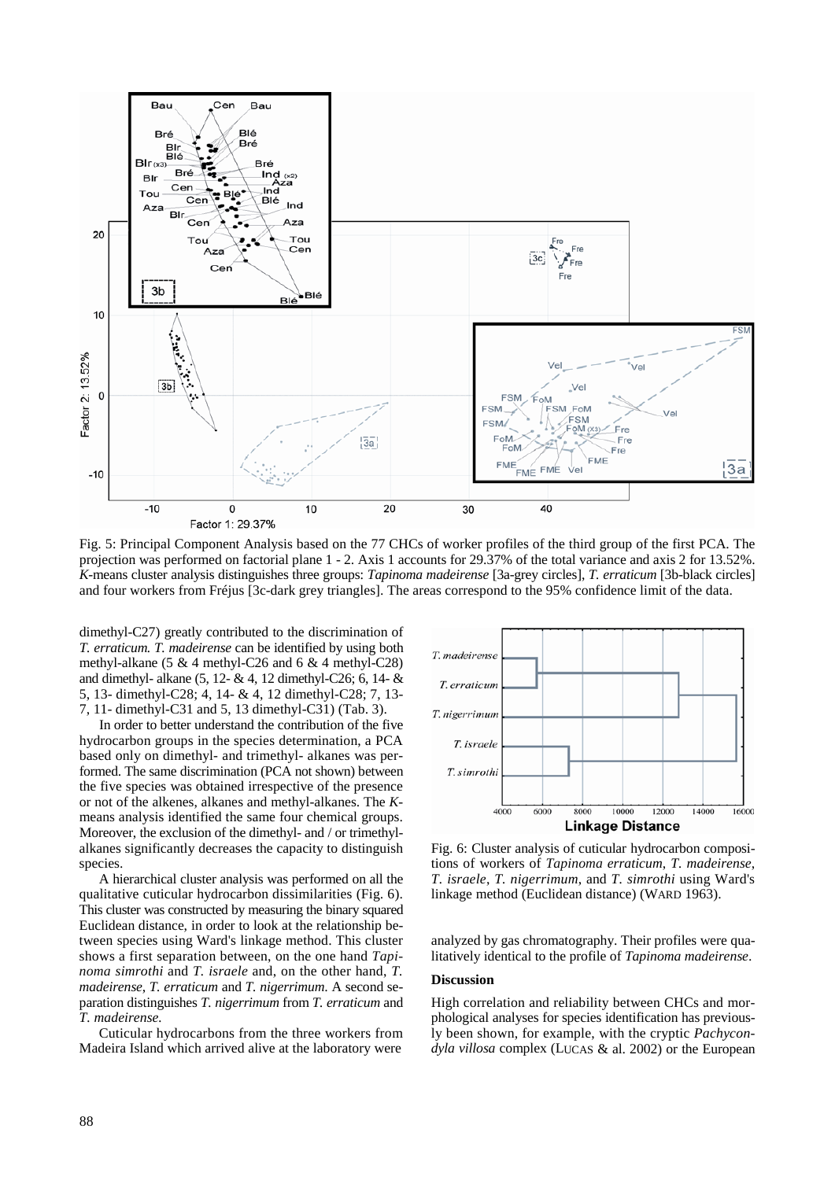Fig. 5: Principal Component Analysis based on the 77 CHCs of worker profiles of the third group of the first PCA. The projection was performed on factorial plane 1 - 2. Axis 1 accounts for 29.37% of the total variance and axis 2 for 13.52%. *K*-means cluster analysis distinguishes three groups: *Tapinoma madeirense* [3a-grey circles], *T. erraticum* [3b-black circles] and four workers from Fréjus [3c-dark grey triangles]. The areas correspond to the 95% confidence limit of the data.

dimethyl-C27) greatly contributed to the discrimination of *T. erraticum. T. madeirense* can be identified by using both methyl-alkane (5 & 4 methyl-C26 and 6 & 4 methyl-C28) and dimethyl- alkane (5, 12- & 4, 12 dimethyl-C26; 6, 14- & 5, 13- dimethyl-C28; 4, 14- & 4, 12 dimethyl-C28; 7, 13- 7, 11- dimethyl-C31 and 5, 13 dimethyl-C31) (Tab. 3).

In order to better understand the contribution of the five hydrocarbon groups in the species determination, a PCA based only on dimethyl- and trimethyl- alkanes was performed. The same discrimination (PCA not shown) between the five species was obtained irrespective of the presence or not of the alkenes, alkanes and methyl-alkanes. The *K*-means analysis identified the same four chemical groups. Moreover, the exclusion of the dimethyl- and / or trimethyl-alkanes significantly decreases the capacity to distinguish species.

A hierarchical cluster analysis was performed on all the qualitative cuticular hydrocarbon dissimilarities (Fig. 6). This cluster was constructed by measuring the binary squared Euclidean distance, in order to look at the relationship between species using Ward's linkage method. This cluster shows a first separation between, on the one hand *Tapinoma simrothi* and *T. israele* and, on the other hand, *T. madeirense*, *T. erraticum* and *T. nigerrimum*. A second separation distinguishes *T. nigerrimum* from *T. erraticum* and *T. madeirense*.

Cuticular hydrocarbons from the three workers from Madeira Island which arrived alive at the laboratory were analyzed by gas chromatography. Their profiles were qualitatively identical to the profile of *Tapinoma madeirense*.

Fig. 6: Cluster analysis of cuticular hydrocarbon compositions of workers of *Tapinoma erraticum*, *T. madeirense*, *T. israele*, *T. nigerrimum*, and *T. simrothi* using Ward's linkage method (Euclidean distance) (WARD 1963).

## Discussion

High correlation and reliability between CHCs and morphological analyses for species identification has previously been shown, for example, with the cryptic *Pachycondyla villosa* complex (LUCAS & al. 2002) or the European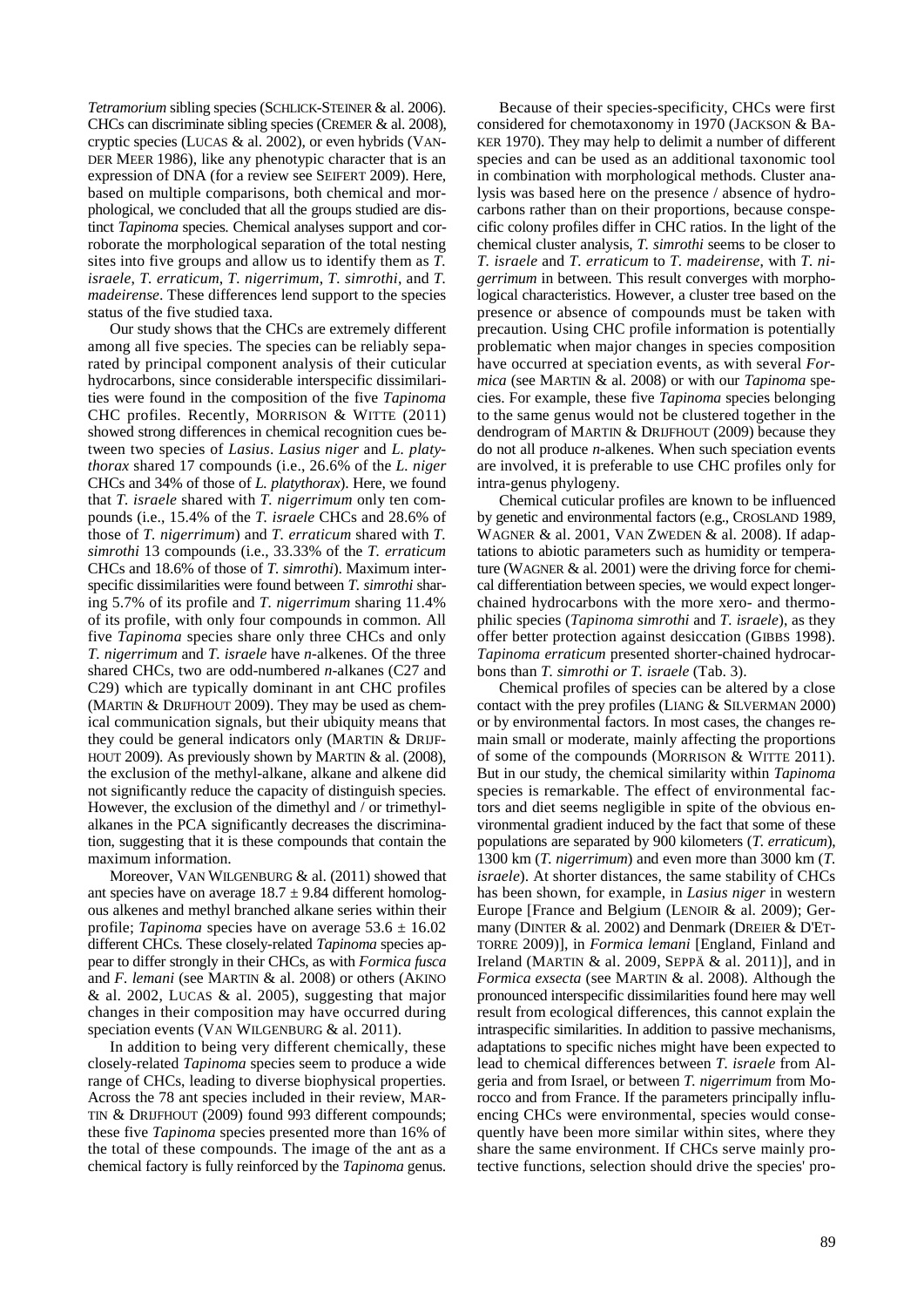*Tetramorium* sibling species (SCHLICK-STEINER & al. 2006). CHCs can discriminate sibling species (CREMER & al. 2008), cryptic species (LUCAS & al. 2002), or even hybrids (VANDER MEER 1986), like any phenotypic character that is an expression of DNA (for a review see SEIFERT 2009). Here, based on multiple comparisons, both chemical and morphological, we concluded that all the groups studied are distinct *Tapinoma* species. Chemical analyses support and corroborate the morphological separation of the total nesting sites into five groups and allow us to identify them as *T. israele*, *T. erraticum*, *T. nigerrimum*, *T. simrothi*, and *T. madeirense*. These differences lend support to the species status of the five studied taxa.

Our study shows that the CHCs are extremely different among all five species. The species can be reliably separated by principal component analysis of their cuticular hydrocarbons, since considerable interspecific dissimilarities were found in the composition of the five *Tapinoma* CHC profiles. Recently, MORRISON & WITTE (2011) showed strong differences in chemical recognition cues between two species of *Lasius*. *Lasius niger* and *L. platythorax* shared 17 compounds (i.e., 26.6% of the *L. niger* CHCs and 34% of those of *L. platythorax*). Here, we found that *T. israele* shared with *T. nigerrimum* only ten compounds (i.e., 15.4% of the *T. israele* CHCs and 28.6% of those of *T. nigerrimum*) and *T. erraticum* shared with *T. simrothi* 13 compounds (i.e., 33.33% of the *T. erraticum* CHCs and 18.6% of those of *T. simrothi*). Maximum interspecific dissimilarities were found between *T. simrothi* sharing 5.7% of its profile and *T. nigerrimum* sharing 11.4% of its profile, with only four compounds in common. All five *Tapinoma* species share only three CHCs and only *T. nigerrimum* and *T. israele* have *n*-alkenes. Of the three shared CHCs, two are odd-numbered *n*-alkanes (C27 and C29) which are typically dominant in ant CHC profiles (MARTIN & DRIJFHOUT 2009). They may be used as chemical communication signals, but their ubiquity means that they could be general indicators only (MARTIN & DRIJFHOUT 2009). As previously shown by MARTIN & al. (2008), the exclusion of the methyl-alkane, alkane and alkene did not significantly reduce the capacity of distinguish species. However, the exclusion of the dimethyl and / or trimethylalkanes in the PCA significantly decreases the discrimination, suggesting that it is these compounds that contain the maximum information.

Moreover, VAN WILGENBURG & al. (2011) showed that ant species have on average $18.7 \pm 9.84$ different homologous alkenes and methyl branched alkane series within their profile; *Tapinoma* species have on average $53.6 \pm 16.02$ different CHCs. These closely-related *Tapinoma* species appear to differ strongly in their CHCs, as with *Formica fusca* and *F. lemani* (see MARTIN & al. 2008) or others (AKINO & al. 2002, LUCAS & al. 2005), suggesting that major changes in their composition may have occurred during speciation events (VAN WILGENBURG & al. 2011).

In addition to being very different chemically, these closely-related *Tapinoma* species seem to produce a wide range of CHCs, leading to diverse biophysical properties. Across the 78 ant species included in their review, MARTIN & DRIJFHOUT (2009) found 993 different compounds; these five *Tapinoma* species presented more than 16% of the total of these compounds. The image of the ant as a chemical factory is fully reinforced by the *Tapinoma* genus.

Because of their species-specificity, CHCs were first considered for chemotaxonomy in 1970 (JACKSON & BAKER 1970). They may help to delimit a number of different species and can be used as an additional taxonomic tool in combination with morphological methods. Cluster analysis was based here on the presence / absence of hydrocarbons rather than on their proportions, because conspecific colony profiles differ in CHC ratios. In the light of the chemical cluster analysis, *T. simrothi* seems to be closer to *T. israele* and *T. erraticum* to *T. madeirense*, with *T. nigerrimum* in between. This result converges with morphological characteristics. However, a cluster tree based on the presence or absence of compounds must be taken with precaution. Using CHC profile information is potentially problematic when major changes in species composition have occurred at speciation events, as with several *Formica* (see MARTIN & al. 2008) or with our *Tapinoma* species. For example, these five *Tapinoma* species belonging to the same genus would not be clustered together in the dendrogram of MARTIN & DRIJFHOUT (2009) because they do not all produce *n*-alkenes. When such speciation events are involved, it is preferable to use CHC profiles only for intra-genus phylogeny.

Chemical cuticular profiles are known to be influenced by genetic and environmental factors (e.g., CROSLAND 1989, WAGNER & al. 2001, VAN ZWEDEN & al. 2008). If adaptations to abiotic parameters such as humidity or temperature (WAGNER & al. 2001) were the driving force for chemical differentiation between species, we would expect longer-chained hydrocarbons with the more xero- and thermophilic species (*Tapinoma simrothi* and *T. israele*), as they offer better protection against desiccation (GIBBS 1998). *Tapinoma erraticum* presented shorter-chained hydrocarbons than *T. simrothi or T. israele* (Tab. 3).

Chemical profiles of species can be altered by a close contact with the prey profiles (LIANG & SILVERMAN 2000) or by environmental factors. In most cases, the changes remain small or moderate, mainly affecting the proportions of some of the compounds (MORRISON & WITTE 2011). But in our study, the chemical similarity within *Tapinoma* species is remarkable. The effect of environmental factors and diet seems negligible in spite of the obvious environmental gradient induced by the fact that some of these populations are separated by 900 kilometers (*T. erraticum*), 1300 km (*T. nigerrimum*) and even more than 3000 km (*T. israele*). At shorter distances, the same stability of CHCs has been shown, for example, in *Lasius niger* in western Europe [France and Belgium (LENOIR & al. 2009); Germany (DINTER & al. 2002) and Denmark (DREIER & D'ETTORRE 2009)], in *Formica lemani* [England, Finland and Ireland (MARTIN & al. 2009, SEPPÄ & al. 2011)], and in *Formica exsecta* (see MARTIN & al. 2008). Although the pronounced interspecific dissimilarities found here may well result from ecological differences, this cannot explain the intraspecific similarities. In addition to passive mechanisms, adaptations to specific niches might have been expected to lead to chemical differences between *T. israele* from Algeria and from Israel, or between *T. nigerrimum* from Morocco and from France. If the parameters principally influencing CHCs were environmental, species would consequently have been more similar within sites, where they share the same environment. If CHCs serve mainly protective functions, selection should drive the species' pro-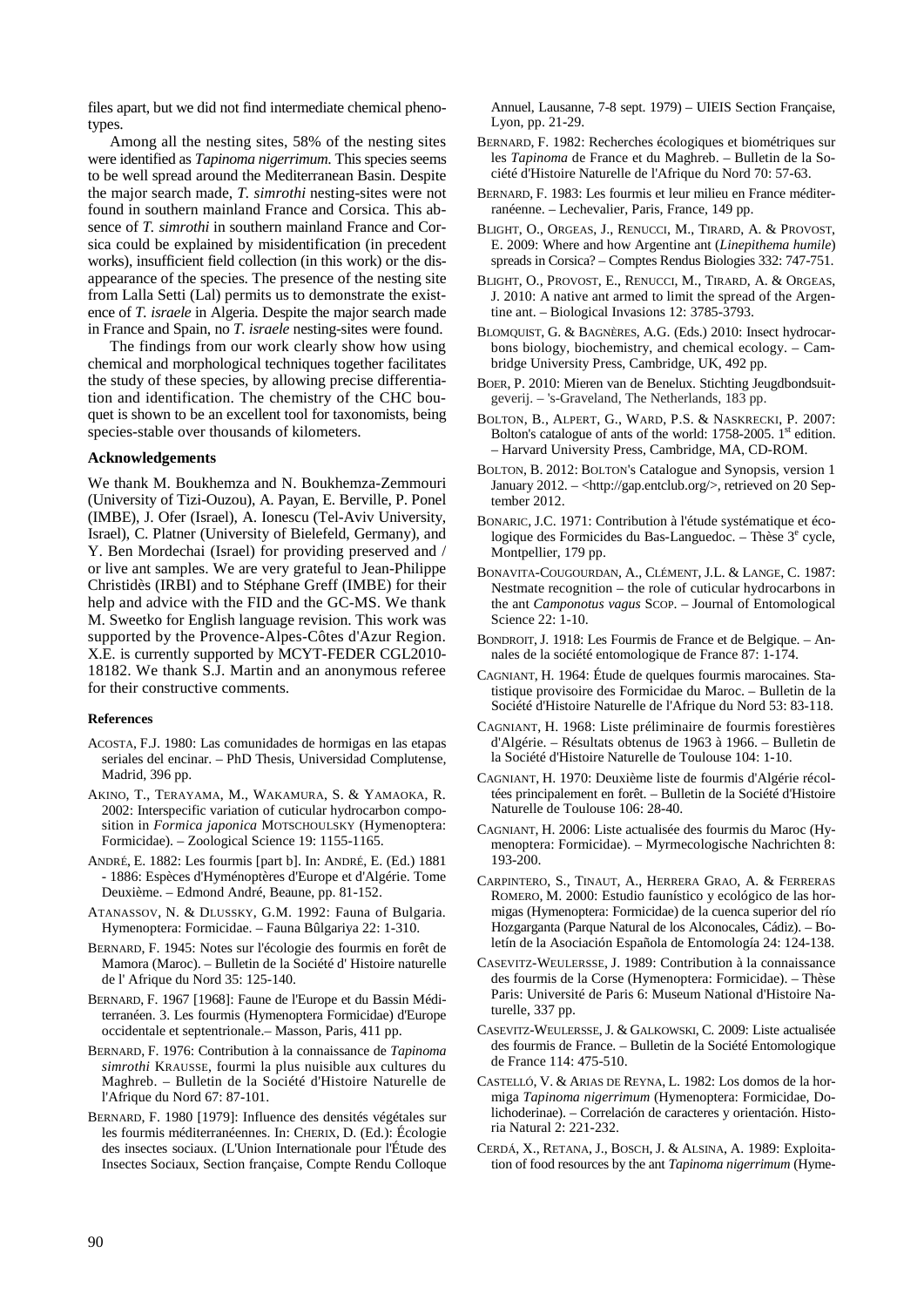files apart, but we did not find intermediate chemical phenotypes.

Among all the nesting sites, 58% of the nesting sites were identified as *Tapinoma nigerrimum*. This species seems to be well spread around the Mediterranean Basin. Despite the major search made, *T. simrothi* nesting-sites were not found in southern mainland France and Corsica. This absence of *T. simrothi* in southern mainland France and Corsica could be explained by misidentification (in precedent works), insufficient field collection (in this work) or the disappearance of the species. The presence of the nesting site from Lalla Setti (Lal) permits us to demonstrate the existence of *T. israele* in Algeria. Despite the major search made in France and Spain, no *T. israele* nesting-sites were found.

The findings from our work clearly show how using chemical and morphological techniques together facilitates the study of these species, by allowing precise differentiation and identification. The chemistry of the CHC bouquet is shown to be an excellent tool for taxonomists, being species-stable over thousands of kilometers.

### Acknowledgements

We thank M. Boukhemza and N. Boukhemza-Zemmouri (University of Tizi-Ouzou), A. Payan, E. Berville, P. Ponel (IMBE), J. Ofer (Israel), A. Ionescu (Tel-Aviv University, Israel), C. Platner (University of Bielefeld, Germany), and Y. Ben Mordechai (Israel) for providing preserved and / or live ant samples. We are very grateful to Jean-Philippe Christidès (IRBI) and to Stéphane Greff (IMBE) for their help and advice with the FID and the GC-MS. We thank M. Sweetko for English language revision. This work was supported by the Provence-Alpes-Côtes d'Azur Region. X.E. is currently supported by MCYT-FEDER CGL2010-18182. We thank S.J. Martin and an anonymous referee for their constructive comments.

### References

ACOSTA, F.J. 1980: Las comunidades de hormigas en las etapas seriales del encinar. – PhD Thesis, Universidad Complutense, Madrid, 396 pp.

AKINO, T., TERAYAMA, M., WAKAMURA, S. & YAMAOKA, R. 2002: Interspecific variation of cuticular hydrocarbon composition in *Formica japonica* MOTSCHOULSKY (Hymenoptera: Formicidae). – Zoological Science 19: 1155-1165.

ANDRÉ, E. 1882: Les fourmis [part b]. In: ANDRÉ, E. (Ed.) 1881 - 1886: Espèces d'Hyménoptères d'Europe et d'Algérie. Tome Deuxième. – Edmond André, Beaune, pp. 81-152.

ATANASSOV, N. & DLUSSKY, G.M. 1992: Fauna of Bulgaria. Hymenoptera: Formicidae. – Fauna Bŭlgariya 22: 1-310.

BERNARD, F. 1945: Notes sur l'écologie des fourmis en forêt de Mamora (Maroc). – Bulletin de la Société d' Histoire naturelle de l' Afrique du Nord 35: 125-140.

BERNARD, F. 1967 [1968]: Faune de l'Europe et du Bassin Méditerranéen. 3. Les fourmis (Hymenoptera Formicidae) d'Europe occidentale et septentrionale.– Masson, Paris, 411 pp.

BERNARD, F. 1976: Contribution à la connaissance de *Tapinoma simrothi* KRAUSSE, fourmi la plus nuisible aux cultures du Maghreb. – Bulletin de la Société d'Histoire Naturelle de l'Afrique du Nord 67: 87-101.

BERNARD, F. 1980 [1979]: Influence des densités végétales sur les fourmis méditerranéennes. In: CHERIX, D. (Ed.): Écologie des insectes sociaux. (L'Union Internationale pour l'Étude des Insectes Sociaux, Section française, Compte Rendu Colloque Annuel, Lausanne, 7-8 sept. 1979) – UIEIS Section Française, Lyon, pp. 21-29.

BERNARD, F. 1982: Recherches écologiques et biométriques sur les *Tapinoma* de France et du Maghreb. – Bulletin de la Société d'Histoire Naturelle de l'Afrique du Nord 70: 57-63.

BERNARD, F. 1983: Les fourmis et leur milieu en France méditerranéenne. – Lechevalier, Paris, France, 149 pp.

BLIGHT, O., ORGEAS, J., RENUCCI, M., TIRARD, A. & PROVOST, E. 2009: Where and how Argentine ant (*Linepithema humile*) spreads in Corsica? – Comptes Rendus Biologies 332: 747-751.

BLIGHT, O., PROVOST, E., RENUCCI, M., TIRARD, A. & ORGEAS, J. 2010: A native ant armed to limit the spread of the Argentine ant. – Biological Invasions 12: 3785-3793.

BLOMQUIST, G. & BAGNÈRES, A.G. (Eds.) 2010: Insect hydrocarbons biology, biochemistry, and chemical ecology. – Cambridge University Press, Cambridge, UK, 492 pp.

BOER, P. 2010: Mieren van de Benelux. Stichting Jeugdbondsuitgeverij. – 's-Graveland, The Netherlands, 183 pp.

BOLTON, B., ALPERT, G., WARD, P.S. & NASKRECKI, P. 2007: Bolton's catalogue of ants of the world: 1758-2005. 1st edition. – Harvard University Press, Cambridge, MA, CD-ROM.

BOLTON, B. 2012: BOLTON's Catalogue and Synopsis, version 1 January 2012. – <http://gap.entclub.org/>, retrieved on 20 September 2012.

BONARIC, J.C. 1971: Contribution à l'étude systématique et écologique des Formicides du Bas-Languedoc. – Thèse 3e cycle, Montpellier, 179 pp.

BONAVITA-COUGOURDAN, A., CLÉMENT, J.L. & LANGE, C. 1987: Nestmate recognition – the role of cuticular hydrocarbons in the ant *Camponotus vagus* SCOP. – Journal of Entomological Science 22: 1-10.

BONDROIT, J. 1918: Les Fourmis de France et de Belgique. – Annales de la société entomologique de France 87: 1-174.

CAGNIANT, H. 1964: Étude de quelques fourmis marocaines. Statistique provisoire des Formicidae du Maroc. – Bulletin de la Société d'Histoire Naturelle de l'Afrique du Nord 53: 83-118.

CAGNIANT, H. 1968: Liste préliminaire de fourmis forestières d'Algérie. – Résultats obtenus de 1963 à 1966. – Bulletin de la Société d'Histoire Naturelle de Toulouse 104: 1-10.

CAGNIANT, H. 1970: Deuxième liste de fourmis d'Algérie récoltées principalement en forêt. – Bulletin de la Société d'Histoire Naturelle de Toulouse 106: 28-40.

CAGNIANT, H. 2006: Liste actualisée des fourmis du Maroc (Hymenoptera: Formicidae). – Myrmecologische Nachrichten 8: 193-200.

CARPINTERO, S., TINAUT, A., HERRERA GRAO, A. & FERRERAS ROMERO, M. 2000: Estudio faunístico y ecológico de las hormigas (Hymenoptera: Formicidae) de la cuenca superior del río Hozgarganta (Parque Natural de los Alconocales, Cádiz). – Boletín de la Asociación Española de Entomología 24: 124-138.

CASEVITZ-WEULERSSE, J. 1989: Contribution à la connaissance des fourmis de la Corse (Hymenoptera: Formicidae). – Thèse Paris: Université de Paris 6: Museum National d'Histoire Naturelle, 337 pp.

CASEVITZ-WEULERSSE, J. & GALKOWSKI, C. 2009: Liste actualisée des fourmis de France. – Bulletin de la Société Entomologique de France 114: 475-510.

CASTELLÓ, V. & ARIAS DE REYNA, L. 1982: Los domos de la hormiga *Tapinoma nigerrimum* (Hymenoptera: Formicidae, Dolichoderinae). – Correlación de caracteres y orientación. Historia Natural 2: 221-232.

CERDÁ, X., RETANA, J., BOSCH, J. & ALSINA, A. 1989: Exploitation of food resources by the ant *Tapinoma nigerrimum* (Hyme-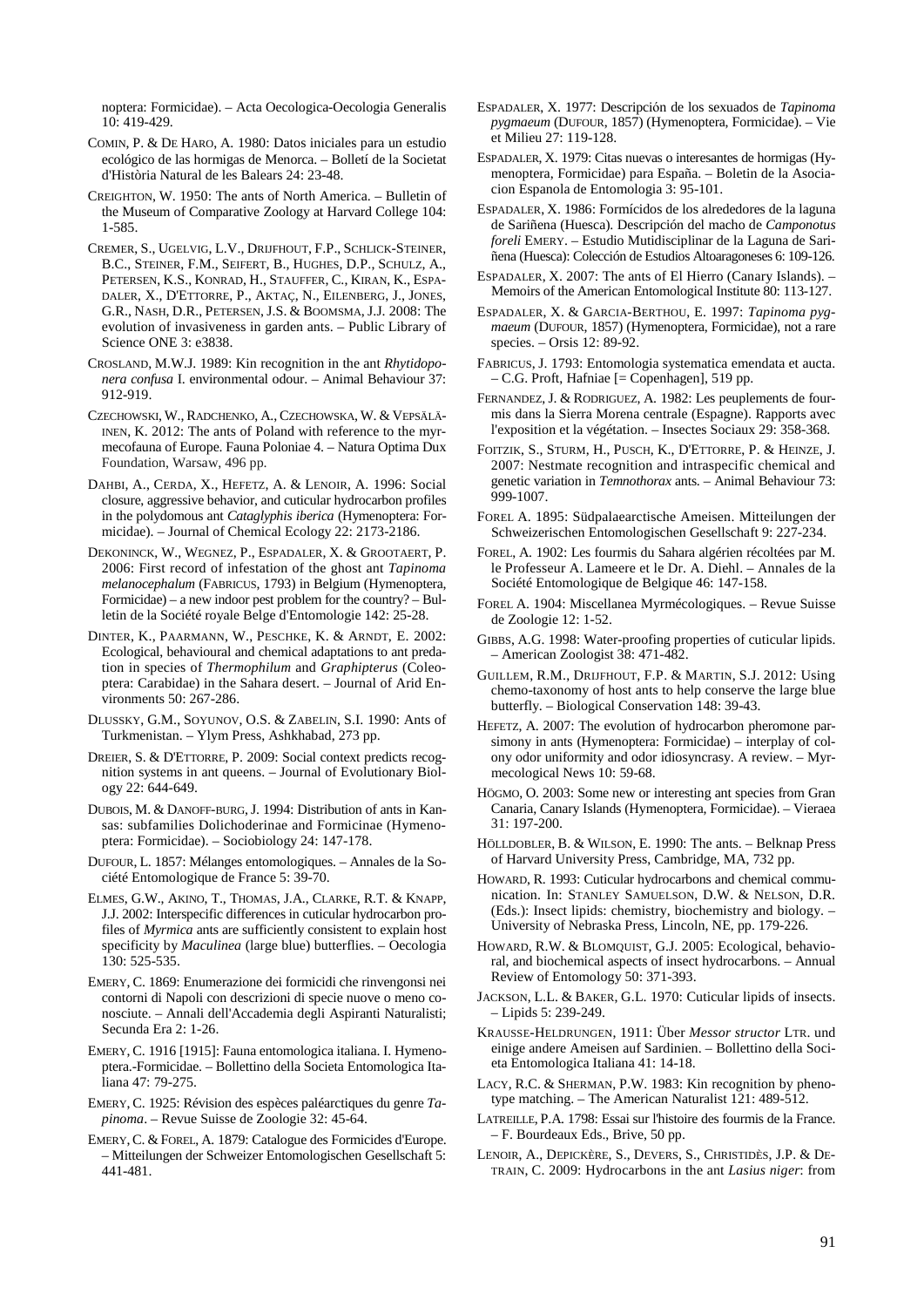noptera: Formicidae). – Acta Oecologica-Oecologia Generalis 10: 419-429.

COMIN, P. & DE HARO, A. 1980: Datos iniciales para un estudio ecológico de las hormigas de Menorca. – Bolletí de la Societat d'Història Natural de les Balears 24: 23-48.

CREIGHTON, W. 1950: The ants of North America. – Bulletin of the Museum of Comparative Zoology at Harvard College 104: 1-585.

CREMER, S., UGELVIG, L.V., DRIJFHOUT, F.P., SCHLICK-STEINER, B.C., STEINER, F.M., SEIFERT, B., HUGHES, D.P., SCHULZ, A., PETERSEN, K.S., KONRAD, H., STAUFFER, C., KIRAN, K., ESPADALER, X., D'ETTORRE, P., AKTAÇ, N., EILENBERG, J., JONES, G.R., NASH, D.R., PETERSEN, J.S. & BOOMSMA, J.J. 2008: The evolution of invasiveness in garden ants. – Public Library of Science ONE 3: e3838.

CROSLAND, M.W.J. 1989: Kin recognition in the ant *Rhytidoponera confusa* I. environmental odour. – Animal Behaviour 37: 912-919.

CZECHOWSKI, W., RADCHENKO, A., CZECHOWSKA, W. & VEPSÄLÄINEN, K. 2012: The ants of Poland with reference to the myrmecofauna of Europe. Fauna Poloniae 4. – Natura Optima Dux Foundation, Warsaw, 496 pp.

DAHBI, A., CERDA, X., HEFETZ, A. & LENOIR, A. 1996: Social closure, aggressive behavior, and cuticular hydrocarbon profiles in the polydomous ant *Cataglyphis iberica* (Hymenoptera: Formicidae). – Journal of Chemical Ecology 22: 2173-2186.

DEKONINCK, W., WEGNEZ, P., ESPADALER, X. & GROOTAERT, P. 2006: First record of infestation of the ghost ant *Tapinoma melanocephalum* (FABRICUS, 1793) in Belgium (Hymenoptera, Formicidae) – a new indoor pest problem for the country? – Bulletin de la Société royale Belge d'Entomologie 142: 25-28.

DINTER, K., PAARMANN, W., PESCHKE, K. & ARNDT, E. 2002: Ecological, behavioural and chemical adaptations to ant predation in species of *Thermophilum* and *Graphipterus* (Coleoptera: Carabidae) in the Sahara desert. – Journal of Arid Environments 50: 267-286.

DLUSSKY, G.M., SOYUNOV, O.S. & ZABELIN, S.I. 1990: Ants of Turkmenistan. – Ylym Press, Ashkhabad, 273 pp.

DREIER, S. & D'ETTORRE, P. 2009: Social context predicts recognition systems in ant queens. – Journal of Evolutionary Biology 22: 644-649.

DUBOIS, M. & DANOFF-BURG, J. 1994: Distribution of ants in Kansas: subfamilies Dolichoderinae and Formicinae (Hymenoptera: Formicidae). – Sociobiology 24: 147-178.

DUFOUR, L. 1857: Mélanges entomologiques. – Annales de la Société Entomologique de France 5: 39-70.

ELMES, G.W., AKINO, T., THOMAS, J.A., CLARKE, R.T. & KNAPP, J.J. 2002: Interspecific differences in cuticular hydrocarbon profiles of *Myrmica* ants are sufficiently consistent to explain host specificity by *Maculinea* (large blue) butterflies. – Oecologia 130: 525-535.

EMERY, C. 1869: Enumerazione dei formicidi che rinvengonsi nei contorni di Napoli con descrizioni di specie nuove o meno conosciute. – Annali dell'Accademia degli Aspiranti Naturalisti; Secunda Era 2: 1-26.

EMERY, C. 1916 [1915]: Fauna entomologica italiana. I. Hymenoptera.-Formicidae. – Bollettino della Societa Entomologica Italiana 47: 79-275.

EMERY, C. 1925: Révision des espèces paléarctiques du genre *Tapinoma*. – Revue Suisse de Zoologie 32: 45-64.

EMERY, C. & FOREL, A. 1879: Catalogue des Formicides d'Europe. – Mitteilungen der Schweizer Entomologischen Gesellschaft 5: 441-481.

ESPADALER, X. 1977: Descripción de los sexuados de *Tapinoma pygmaeum* (DUFOUR, 1857) (Hymenoptera, Formicidae). – Vie et Milieu 27: 119-128.

ESPADALER, X. 1979: Citas nuevas o interesantes de hormigas (Hymenoptera, Formicidae) para España. – Boletin de la Asociacion Espanola de Entomologia 3: 95-101.

ESPADALER, X. 1986: Formícidos de los alrededores de la laguna de Sariñena (Huesca). Descripción del macho de *Camponotus foreli* EMERY. – Estudio Mutidisciplinar de la Laguna de Sariñena (Huesca): Colección de Estudios Altoaragoneses 6: 109-126.

ESPADALER, X. 2007: The ants of El Hierro (Canary Islands). – Memoirs of the American Entomological Institute 80: 113-127.

ESPADALER, X. & GARCIA-BERTHOU, E. 1997: *Tapinoma pygmaeum* (DUFOUR, 1857) (Hymenoptera, Formicidae), not a rare species. – Orsis 12: 89-92.

FABRICUS, J. 1793: Entomologia systematica emendata et aucta. – C.G. Proft, Hafniae [= Copenhagen], 519 pp.

FERNANDEZ, J. & RODRIGUEZ, A. 1982: Les peuplements de fourmis dans la Sierra Morena centrale (Espagne). Rapports avec l'exposition et la végétation. – Insectes Sociaux 29: 358-368.

FOITZIK, S., STURM, H., PUSCH, K., D'ETTORRE, P. & HEINZE, J. 2007: Nestmate recognition and intraspecific chemical and genetic variation in *Temnothorax* ants. – Animal Behaviour 73: 999-1007.

FOREL A. 1895: Südpalaearctische Ameisen. Mitteilungen der Schweizerischen Entomologischen Gesellschaft 9: 227-234.

FOREL, A. 1902: Les fourmis du Sahara algérien récoltées par M. le Professeur A. Lameere et le Dr. A. Diehl. – Annales de la Société Entomologique de Belgique 46: 147-158.

FOREL A. 1904: Miscellanea Myrmécologiques. – Revue Suisse de Zoologie 12: 1-52.

GIBBS, A.G. 1998: Water-proofing properties of cuticular lipids. – American Zoologist 38: 471-482.

GUILLEM, R.M., DRIJFHOUT, F.P. & MARTIN, S.J. 2012: Using chemo-taxonomy of host ants to help conserve the large blue butterfly. – Biological Conservation 148: 39-43.

HEFETZ, A. 2007: The evolution of hydrocarbon pheromone parsimony in ants (Hymenoptera: Formicidae) – interplay of colony odor uniformity and odor idiosyncrasy. A review. – Myrmecological News 10: 59-68.

HÖGMO, O. 2003: Some new or interesting ant species from Gran Canaria, Canary Islands (Hymenoptera, Formicidae). – Vieraea 31: 197-200.

HÖLLDOBLER, B. & WILSON, E. 1990: The ants. – Belknap Press of Harvard University Press, Cambridge, MA, 732 pp.

HOWARD, R. 1993: Cuticular hydrocarbons and chemical communication. In: STANLEY SAMUELSON, D.W. & NELSON, D.R. (Eds.): Insect lipids: chemistry, biochemistry and biology. – University of Nebraska Press, Lincoln, NE, pp. 179-226.

HOWARD, R.W. & BLOMQUIST, G.J. 2005: Ecological, behavioral, and biochemical aspects of insect hydrocarbons. – Annual Review of Entomology 50: 371-393.

JACKSON, L.L. & BAKER, G.L. 1970: Cuticular lipids of insects. – Lipids 5: 239-249.

KRAUSSE-HELDRUNGEN, 1911: Über *Messor structor* LTR. und einige andere Ameisen auf Sardinien. – Bollettino della Societa Entomologica Italiana 41: 14-18.

LACY, R.C. & SHERMAN, P.W. 1983: Kin recognition by phenotype matching. – The American Naturalist 121: 489-512.

LATREILLE, P.A. 1798: Essai sur l'histoire des fourmis de la France. – F. Bourdeaux Eds., Brive, 50 pp.

LENOIR, A., DEPICKÈRE, S., DEVERS, S., CHRISTIDÈS, J.P. & DETRAIN, C. 2009: Hydrocarbons in the ant *Lasius niger*: from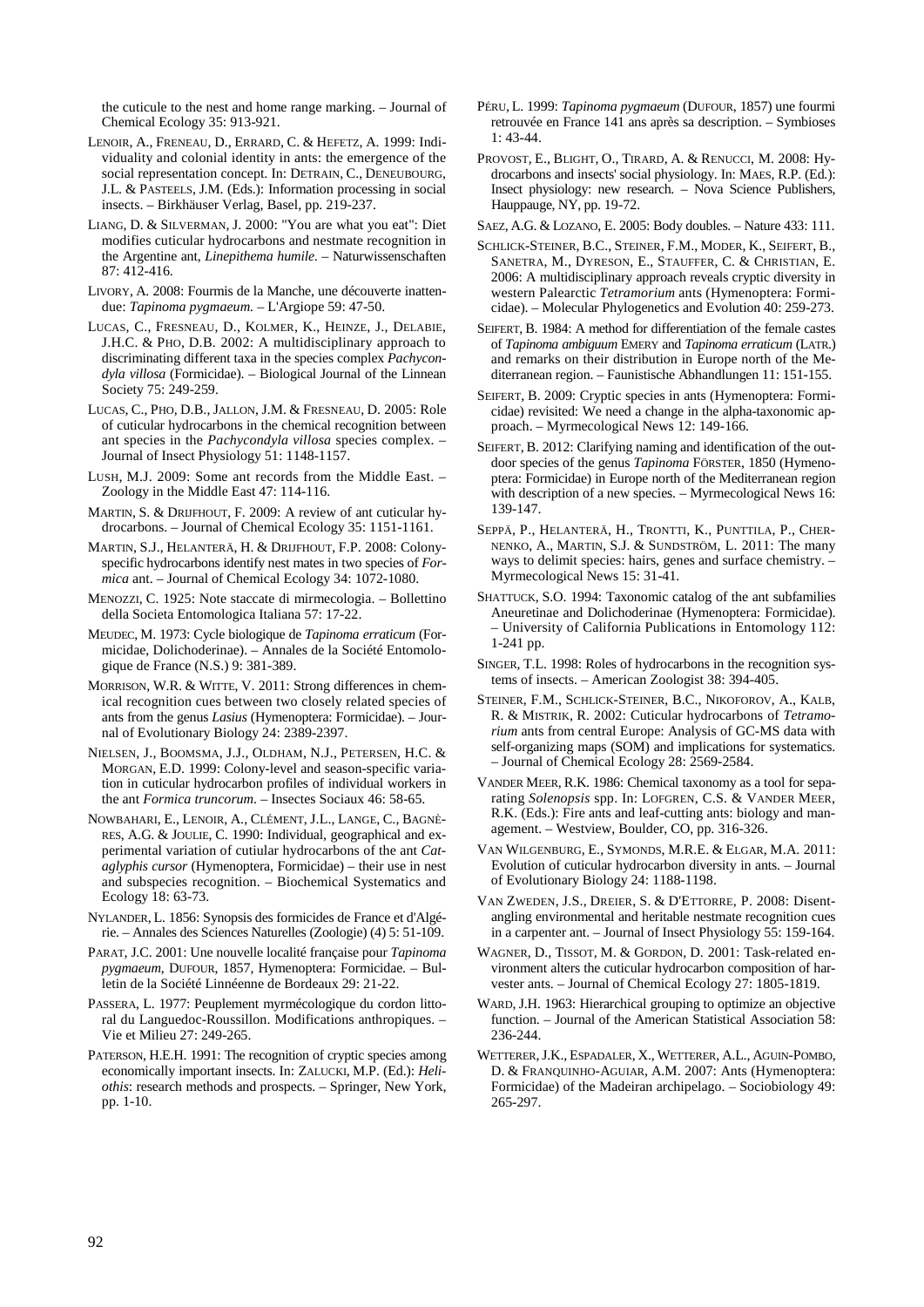the cuticle to the nest and home range marking. – Journal of Chemical Ecology 35: 913-921.

LENOIR, A., FRENEAU, D., ERRARD, C. & HEFETZ, A. 1999: Individuality and colonial identity in ants: the emergence of the social representation concept. In: DETRAIN, C., DENEUBOURG, J.L. & PASTEELS, J.M. (Eds.): Information processing in social insects. – Birkhäuser Verlag, Basel, pp. 219-237.

LIANG, D. & SILVERMAN, J. 2000: "You are what you eat": Diet modifies cuticular hydrocarbons and nestmate recognition in the Argentine ant, *Linepithema humile*. – Naturwissenschaften 87: 412-416.

LIVORY, A. 2008: Fourmis de la Manche, une découverte inattendue: *Tapinoma pygmaeum*. – L'Argiope 59: 47-50.

LUCAS, C., FRESNEAU, D., KOLMER, K., HEINZE, J., DELABIE, J.H.C. & PHO, D.B. 2002: A multidisciplinary approach to discriminating different taxa in the species complex *Pachycondyla villosa* (Formicidae). – Biological Journal of the Linnean Society 75: 249-259.

LUCAS, C., PHO, D.B., JALLON, J.M. & FRESNEAU, D. 2005: Role of cuticular hydrocarbons in the chemical recognition between ant species in the *Pachycondyla villosa* species complex. – Journal of Insect Physiology 51: 1148-1157.

LUSH, M.J. 2009: Some ant records from the Middle East. – Zoology in the Middle East 47: 114-116.

MARTIN, S. & DRIJFHOUT, F. 2009: A review of ant cuticular hydrocarbons. – Journal of Chemical Ecology 35: 1151-1161.

MARTIN, S.J., HELANTERÄ, H. & DRIJFHOUT, F.P. 2008: Colony-specific hydrocarbons identify nest mates in two species of *Formica* ant. – Journal of Chemical Ecology 34: 1072-1080.

MENOZZI, C. 1925: Note staccate di mirmecologia. – Bollettino della Societa Entomologica Italiana 57: 17-22.

MEUDEC, M. 1973: Cycle biologique de *Tapinoma erraticum* (Formicidae, Dolichoderinae). – Annales de la Société Entomologique de France (N.S.) 9: 381-389.

MORRISON, W.R. & WITTE, V. 2011: Strong differences in chemical recognition cues between two closely related species of ants from the genus *Lasius* (Hymenoptera: Formicidae). – Journal of Evolutionary Biology 24: 2389-2397.

NIELSEN, J., BOOMSMA, J.J., OLDHAM, N.J., PETERSEN, H.C. & MORGAN, E.D. 1999: Colony-level and season-specific variation in cuticular hydrocarbon profiles of individual workers in the ant *Formica truncorum*. – Insectes Sociaux 46: 58-65.

NOWBAHARI, E., LENOIR, A., CLÉMENT, J.L., LANGE, C., BAGNÈRES, A.G. & JOULIE, C. 1990: Individual, geographical and experimental variation of cutiular hydrocarbons of the ant *Cataglyphis cursor* (Hymenoptera, Formicidae) – their use in nest and subspecies recognition. – Biochemical Systematics and Ecology 18: 63-73.

NYLANDER, L. 1856: Synopsis des formicides de France et d'Algérie. – Annales des Sciences Naturelles (Zoologie) (4) 5: 51-109.

PARAT, J.C. 2001: Une nouvelle localité française pour *Tapinoma pygmaeum*, DUFOUR, 1857, Hymenoptera: Formicidae. – Bulletin de la Société Linnéenne de Bordeaux 29: 21-22.

PASSERA, L. 1977: Peuplement myrmécologique du cordon littoral du Languedoc-Roussillon. Modifications anthropiques. – Vie et Milieu 27: 249-265.

PATERSON, H.E.H. 1991: The recognition of cryptic species among economically important insects. In: ZALUCKI, M.P. (Ed.): *Heliothis*: research methods and prospects. – Springer, New York, pp. 1-10.

PÉRU, L. 1999: *Tapinoma pygmaeum* (DUFOUR, 1857) une fourmi retrouvée en France 141 ans après sa description. – Symbioses 1: 43-44.

PROVOST, E., BLIGHT, O., TIRARD, A. & RENUCCI, M. 2008: Hydrocarbons and insects' social physiology. In: MAES, R.P. (Ed.): Insect physiology: new research. – Nova Science Publishers, Hauppauge, NY, pp. 19-72.

SAEZ, A.G. & LOZANO, E. 2005: Body doubles. – Nature 433: 111.

SCHLICK-STEINER, B.C., STEINER, F.M., MODER, K., SEIFERT, B., SANETRA, M., DYRESON, E., STAUFFER, C. & CHRISTIAN, E. 2006: A multidisciplinary approach reveals cryptic diversity in western Palearctic *Tetramorium* ants (Hymenoptera: Formicidae). – Molecular Phylogenetics and Evolution 40: 259-273.

SEIFERT, B. 1984: A method for differentiation of the female castes of *Tapinoma ambiguum* EMERY and *Tapinoma erraticum* (LATR.) and remarks on their distribution in Europe north of the Mediterranean region. – Faunistische Abhandlungen 11: 151-155.

SEIFERT, B. 2009: Cryptic species in ants (Hymenoptera: Formicidae) revisited: We need a change in the alpha-taxonomic approach. – Myrmecological News 12: 149-166.

SEIFERT, B. 2012: Clarifying naming and identification of the outdoor species of the genus *Tapinoma* FÖRSTER, 1850 (Hymenoptera: Formicidae) in Europe north of the Mediterranean region with description of a new species. – Myrmecological News 16: 139-147.

SEPPÄ, P., HELANTERÄ, H., TRONTTI, K., PUNTTILA, P., CHERNENKO, A., MARTIN, S.J. & SUNDSTRÖM, L. 2011: The many ways to delimit species: hairs, genes and surface chemistry. – Myrmecological News 15: 31-41.

SHATTUCK, S.O. 1994: Taxonomic catalog of the ant subfamilies Aneuretinae and Dolichoderinae (Hymenoptera: Formicidae). – University of California Publications in Entomology 112: 1-241 pp.

SINGER, T.L. 1998: Roles of hydrocarbons in the recognition systems of insects. – American Zoologist 38: 394-405.

STEINER, F.M., SCHLICK-STEINER, B.C., NIKOFOROV, A., KALB, R. & MISTRIK, R. 2002: Cuticular hydrocarbons of *Tetramorium* ants from central Europe: Analysis of GC-MS data with self-organizing maps (SOM) and implications for systematics. – Journal of Chemical Ecology 28: 2569-2584.

VANDER MEER, R.K. 1986: Chemical taxonomy as a tool for separating *Solenopsis* spp. In: LOFGREN, C.S. & VANDER MEER, R.K. (Eds.): Fire ants and leaf-cutting ants: biology and management. – Westview, Boulder, CO, pp. 316-326.

VAN WILGENBURG, E., SYMONDS, M.R.E. & ELGAR, M.A. 2011: Evolution of cuticular hydrocarbon diversity in ants. – Journal of Evolutionary Biology 24: 1188-1198.

VAN ZWEDEN, J.S., DREIER, S. & D'ETTORRE, P. 2008: Disentangling environmental and heritable nestmate recognition cues in a carpenter ant. – Journal of Insect Physiology 55: 159-164.

WAGNER, D., TISSOT, M. & GORDON, D. 2001: Task-related environment alters the cuticular hydrocarbon composition of harvester ants. – Journal of Chemical Ecology 27: 1805-1819.

WARD, J.H. 1963: Hierarchical grouping to optimize an objective function. – Journal of the American Statistical Association 58: 236-244.

WETTERER, J.K., ESPADALER, X., WETTERER, A.L., AGUIN-POMBO, D. & FRANQUINHO-AGUIAR, A.M. 2007: Ants (Hymenoptera: Formicidae) of the Madeiran archipelago. – Sociobiology 49: 265-297.